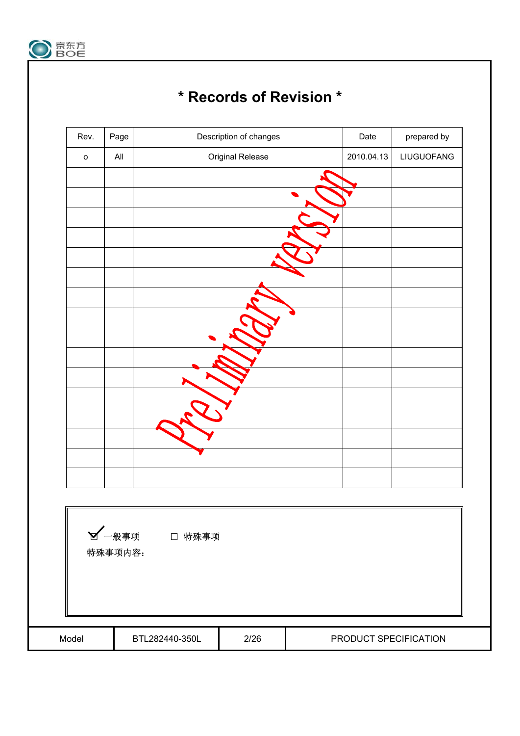# * Records of Revision *

| Rev. | Page | Description of changes | Date | prepared by |
| --- | --- | --- | --- | --- |
| o | All | Original Release | 2010.04.13 | LIUGUOFANG |
| | | | | |
| | | | | |
| | | | | |
| | | | | |
| | | | | |
| | | | | |
| | | | | |
| | | | | |
| | | | | |
| | | | | |
| | | | | |
| | | | | |
| | | | | |
| | | | | |
| | | | | |

Preliminary version

☑ 一般事项　　□ 特殊事项

特殊事项内容：

| Model | BTL282440-350L | 2/26 | PRODUCT SPECIFICATION |
| --- | --- | --- | --- |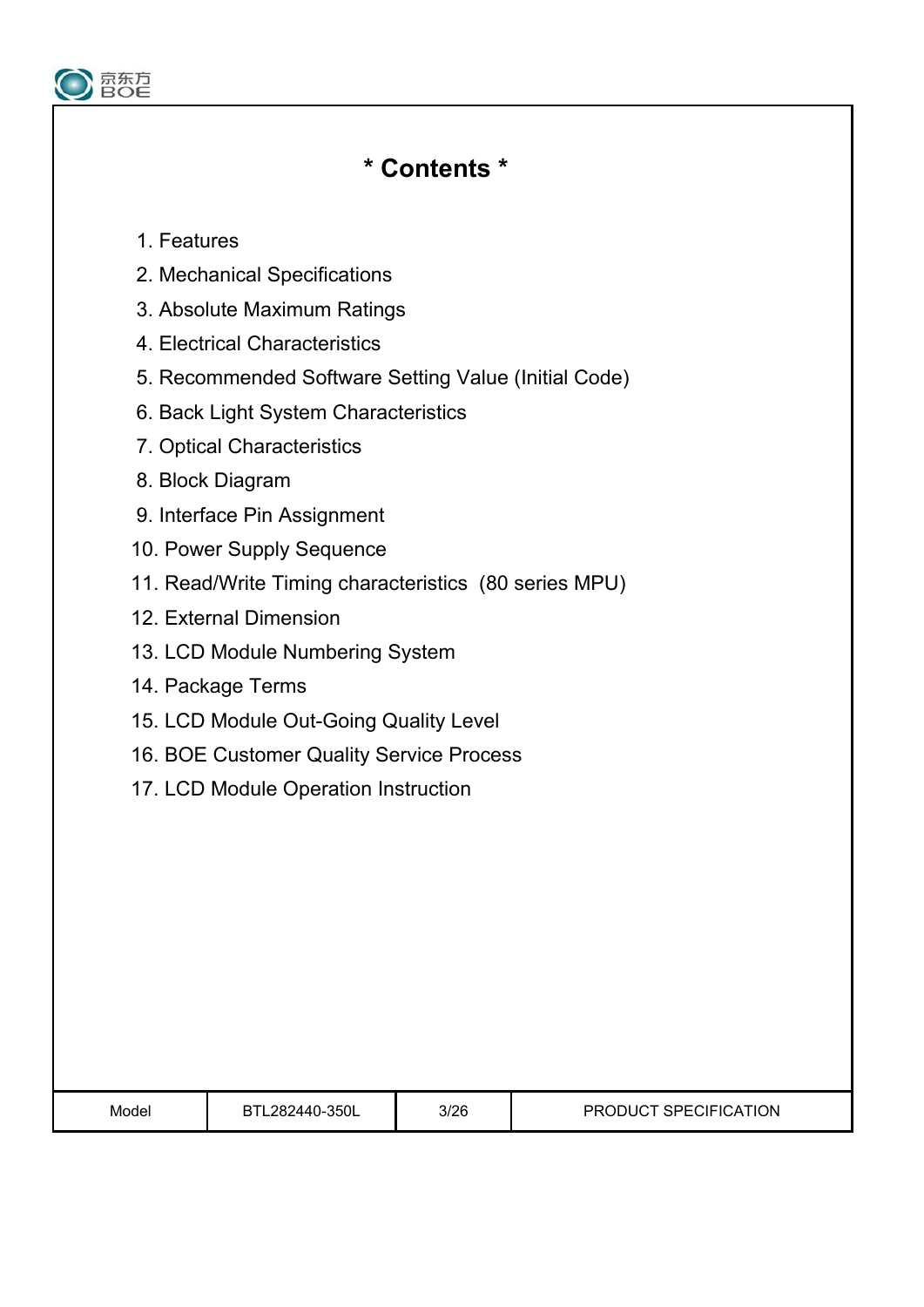# * Contents *

1. Features
2. Mechanical Specifications
3. Absolute Maximum Ratings
4. Electrical Characteristics
5. Recommended Software Setting Value (Initial Code)
6. Back Light System Characteristics
7. Optical Characteristics
8. Block Diagram
9. Interface Pin Assignment
10. Power Supply Sequence
11. Read/Write Timing characteristics  (80 series MPU)
12. External Dimension
13. LCD Module Numbering System
14. Package Terms
15. LCD Module Out-Going Quality Level
16. BOE Customer Quality Service Process
17. LCD Module Operation Instruction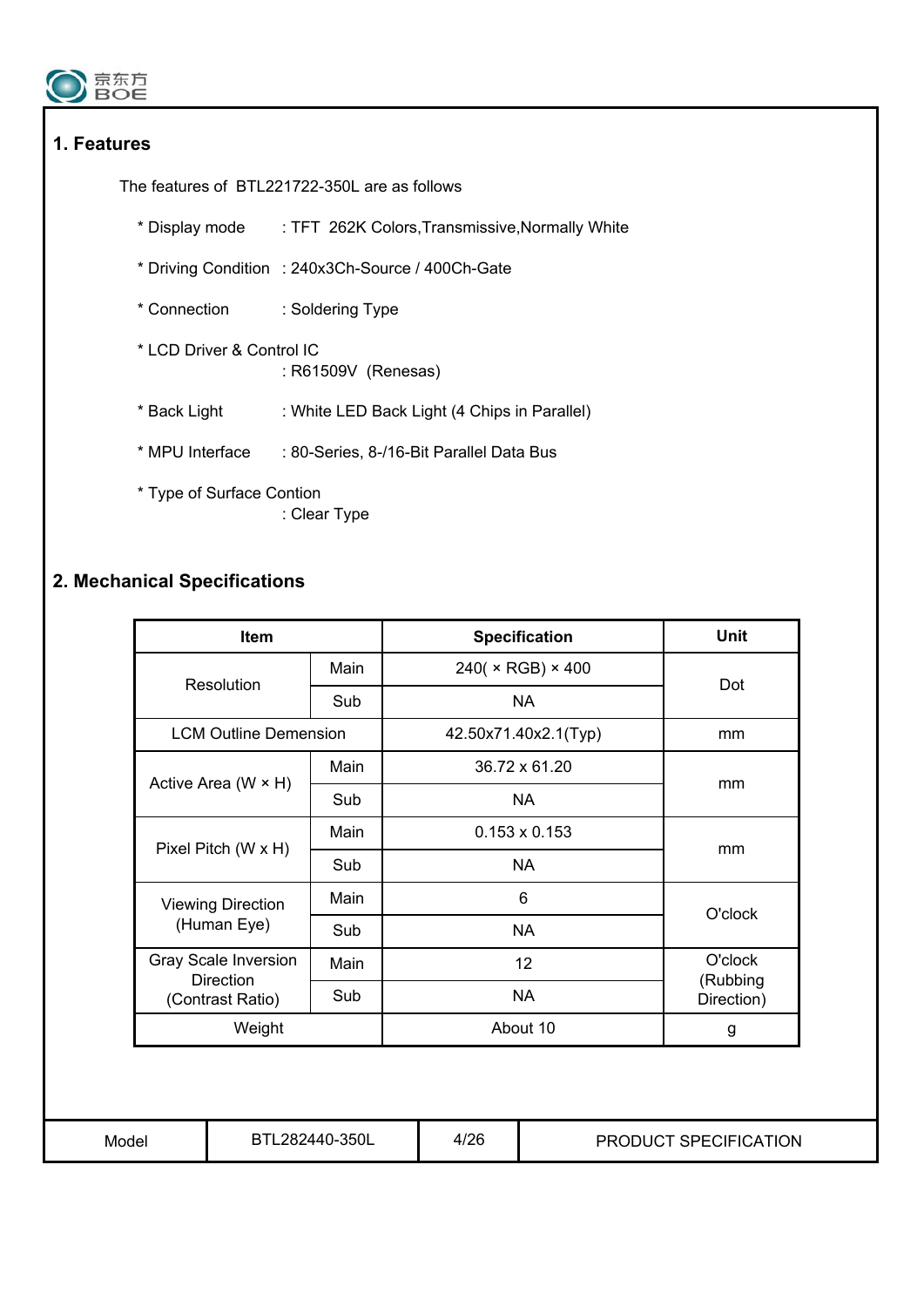## 1. Features

The features of BTL221722-350L are as follows

* Display mode : TFT 262K Colors,Transmissive,Normally White
* Driving Condition : 240x3Ch-Source / 400Ch-Gate
* Connection : Soldering Type
* LCD Driver & Control IC : R61509V (Renesas)
* Back Light : White LED Back Light (4 Chips in Parallel)
* MPU Interface : 80-Series, 8-/16-Bit Parallel Data Bus
* Type of Surface Contion : Clear Type

## 2. Mechanical Specifications

| Item | | Specification | Unit |
|---|---|---|---|
| Resolution | Main | 240( × RGB) × 400 | Dot |
| | Sub | NA | |
| LCM Outline Demension | | 42.50x71.40x2.1(Typ) | mm |
| Active Area (W × H) | Main | 36.72 x 61.20 | mm |
| | Sub | NA | |
| Pixel Pitch (W x H) | Main | 0.153 x 0.153 | mm |
| | Sub | NA | |
| Viewing Direction (Human Eye) | Main | 6 | O'clock |
| | Sub | NA | |
| Gray Scale Inversion Direction (Contrast Ratio) | Main | 12 | O'clock (Rubbing Direction) |
| | Sub | NA | |
| Weight | | About 10 | g |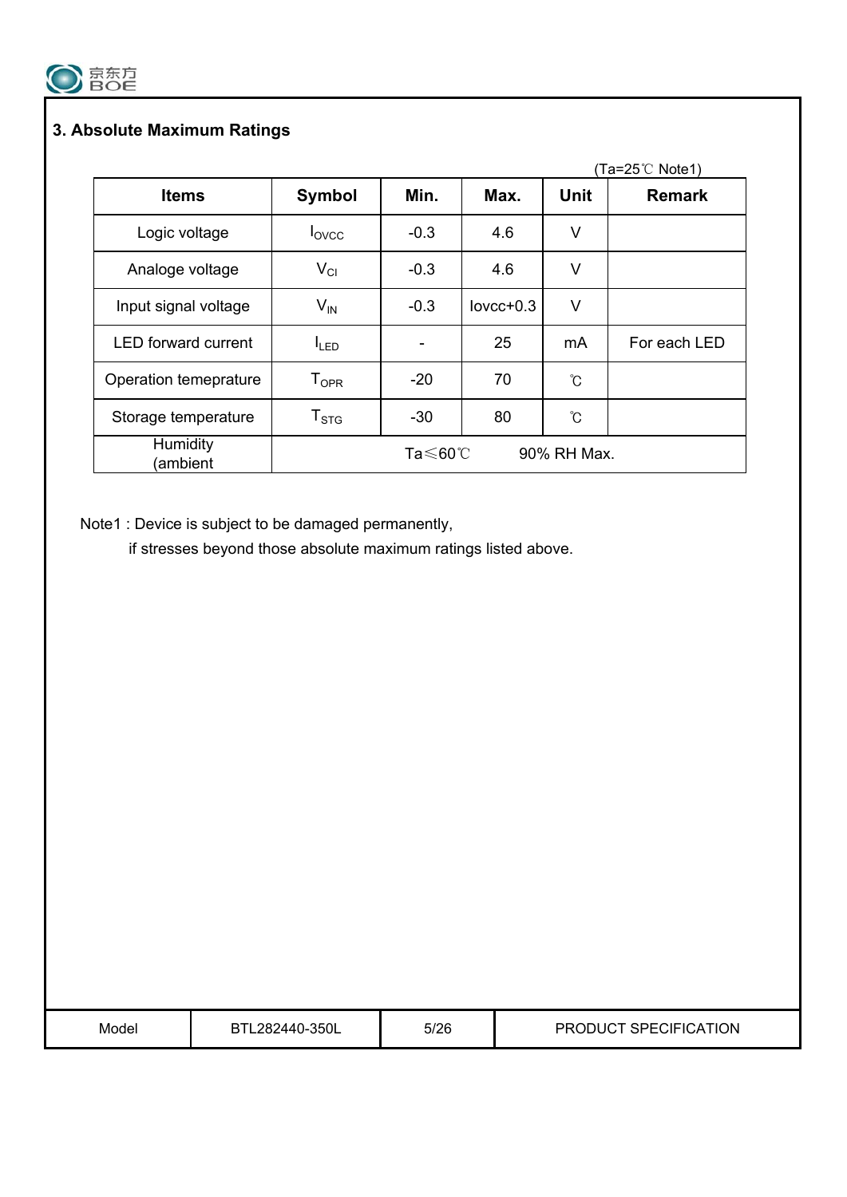## 3. Absolute Maximum Ratings

(Ta=25℃ Note1)

| Items | Symbol | Min. | Max. | Unit | Remark |
|---|---|---|---|---|---|
| Logic voltage | $I_{OVCC}$ | -0.3 | 4.6 | V | |
| Analoge voltage | $V_{CI}$ | -0.3 | 4.6 | V | |
| Input signal voltage | $V_{IN}$ | -0.3 | Iovcc+0.3 | V | |
| LED forward current | $I_{LED}$ | - | 25 | mA | For each LED |
| Operation temeprature | $T_{OPR}$ | -20 | 70 | ℃ | |
| Storage temperature | $T_{STG}$ | -30 | 80 | ℃ | |
| Humidity (ambient | Ta≤60℃ 90% RH Max. | | | | |

Note1 : Device is subject to be damaged permanently,
if stresses beyond those absolute maximum ratings listed above.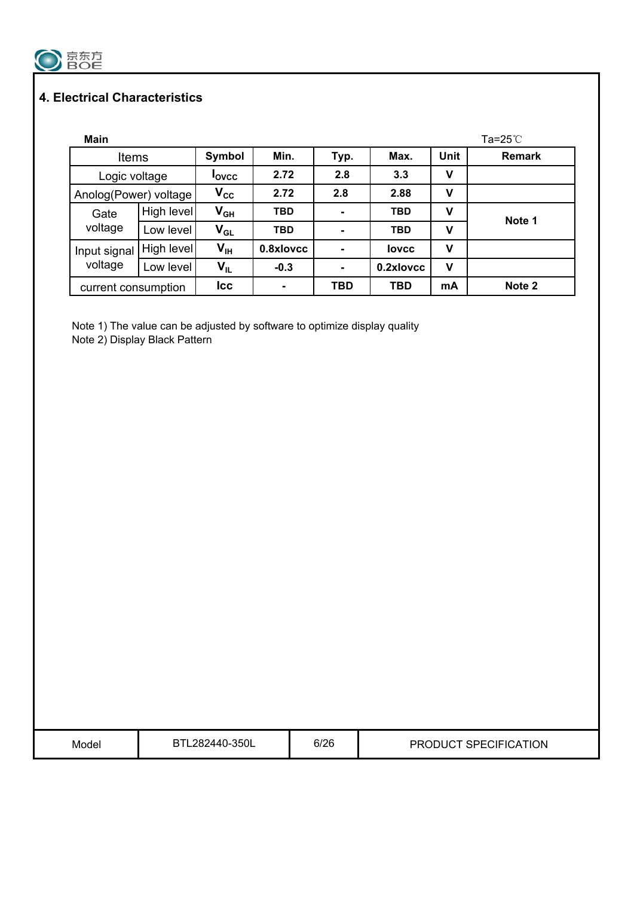## 4. Electrical Characteristics

**Main** Ta=25℃

| Items | | Symbol | Min. | Typ. | Max. | Unit | Remark |
|---|---|---|---|---|---|---|---|
| Logic voltage | | $I_{ovcc}$ | **2.72** | **2.8** | **3.3** | **V** | |
| Anolog(Power) voltage | | $V_{CC}$ | **2.72** | **2.8** | **2.88** | **V** | |
| Gate voltage | High level | $V_{GH}$ | **TBD** | **-** | **TBD** | **V** | **Note 1** |
| | Low level | $V_{GL}$ | **TBD** | **-** | **TBD** | **V** | |
| Input signal voltage | High level | $V_{IH}$ | **0.8xIovcc** | **-** | **Iovcc** | **V** | |
| | Low level | $V_{IL}$ | **-0.3** | **-** | **0.2xIovcc** | **V** | |
| current consumption | | **Icc** | **-** | **TBD** | **TBD** | **mA** | **Note 2** |

Note 1) The value can be adjusted by software to optimize display quality
Note 2) Display Black Pattern

| Model | BTL282440-350L | 6/26 | PRODUCT SPECIFICATION |
|---|---|---|---|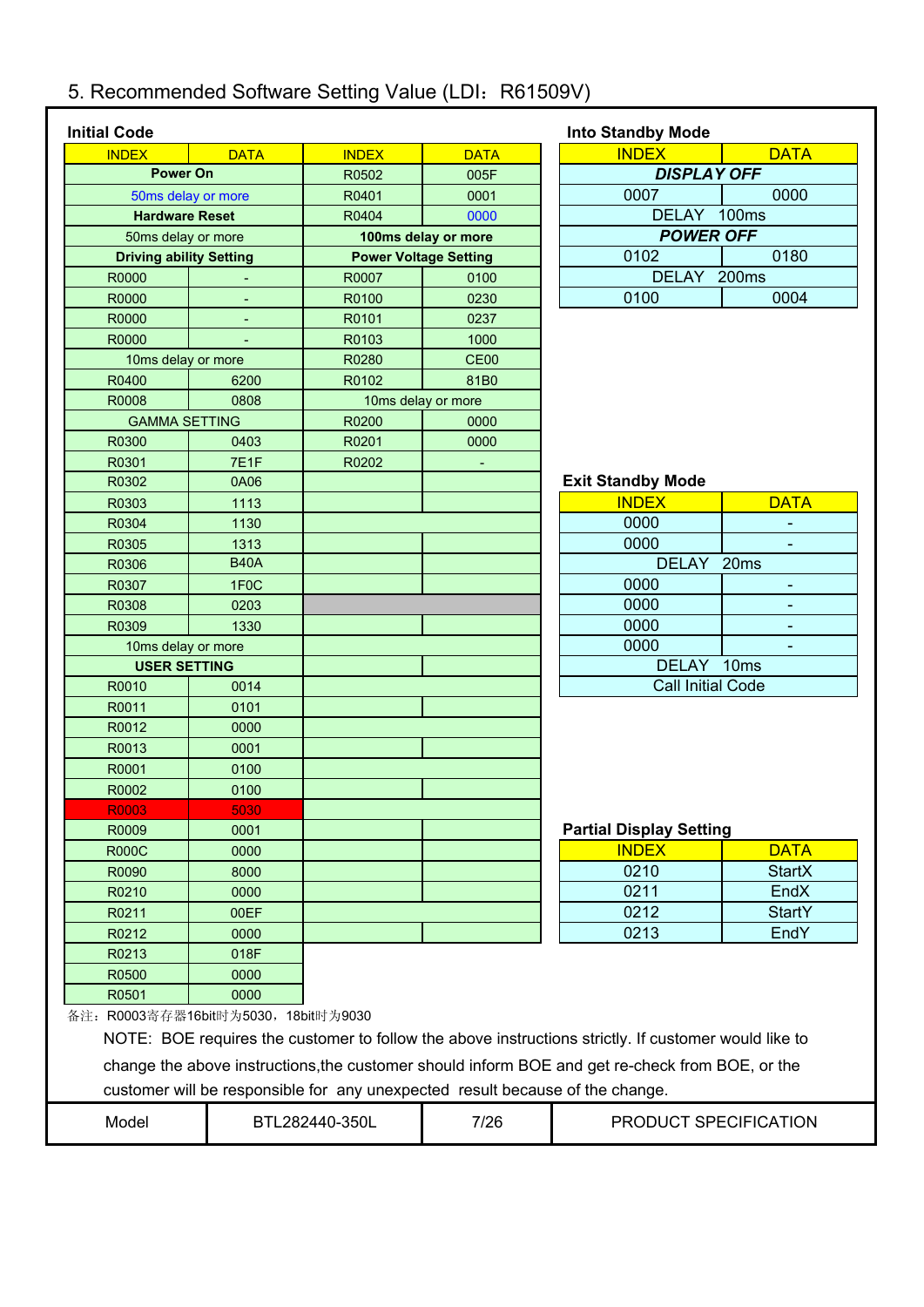## 5. Recommended Software Setting Value (LDI：R61509V)

### Initial Code

| INDEX | DATA | INDEX | DATA |
|---|---|---|---|
| **Power On** | | R0502 | 005F |
| 50ms delay or more | | R0401 | 0001 |
| **Hardware Reset** | | R0404 | 0000 |
| 50ms delay or more | | **100ms delay or more** | |
| **Driving ability Setting** | | **Power Voltage Setting** | |
| R0000 | - | R0007 | 0100 |
| R0000 | - | R0100 | 0230 |
| R0000 | - | R0101 | 0237 |
| R0000 | - | R0103 | 1000 |
| 10ms delay or more | | R0280 | CE00 |
| R0400 | 6200 | R0102 | 81B0 |
| R0008 | 0808 | 10ms delay or more | |
| GAMMA SETTING | | R0200 | 0000 |
| R0300 | 0403 | R0201 | 0000 |
| R0301 | 7E1F | R0202 | - |
| R0302 | 0A06 | | |
| R0303 | 1113 | | |
| R0304 | 1130 | | |
| R0305 | 1313 | | |
| R0306 | B40A | | |
| R0307 | 1F0C | | |
| R0308 | 0203 | | |
| R0309 | 1330 | | |
| 10ms delay or more | | | |
| **USER SETTING** | | | |
| R0010 | 0014 | | |
| R0011 | 0101 | | |
| R0012 | 0000 | | |
| R0013 | 0001 | | |
| R0001 | 0100 | | |
| R0002 | 0100 | | |
| R0003 | 5030 | | |
| R0009 | 0001 | | |
| R000C | 0000 | | |
| R0090 | 8000 | | |
| R0210 | 0000 | | |
| R0211 | 00EF | | |
| R0212 | 0000 | | |
| R0213 | 018F | | |
| R0500 | 0000 | | |
| R0501 | 0000 | | |

备注：R0003寄存器16bit时为5030，18bit时为9030

### Into Standby Mode

| INDEX | DATA |
|---|---|
| ***DISPLAY OFF*** | |
| 0007 | 0000 |
| DELAY 100ms | |
| ***POWER OFF*** | |
| 0102 | 0180 |
| DELAY 200ms | |
| 0100 | 0004 |

### Exit Standby Mode

| INDEX | DATA |
|---|---|
| 0000 | - |
| 0000 | - |
| DELAY 20ms | |
| 0000 | - |
| 0000 | - |
| 0000 | - |
| 0000 | - |
| DELAY 10ms | |
| Call Initial Code | |

### Partial Display Setting

| INDEX | DATA |
|---|---|
| 0210 | StartX |
| 0211 | EndX |
| 0212 | StartY |
| 0213 | EndY |

NOTE: BOE requires the customer to follow the above instructions strictly. If customer would like to change the above instructions,the customer should inform BOE and get re-check from BOE, or the customer will be responsible for any unexpected result because of the change.

| Model | BTL282440-350L | 7/26 | PRODUCT SPECIFICATION |
|---|---|---|---|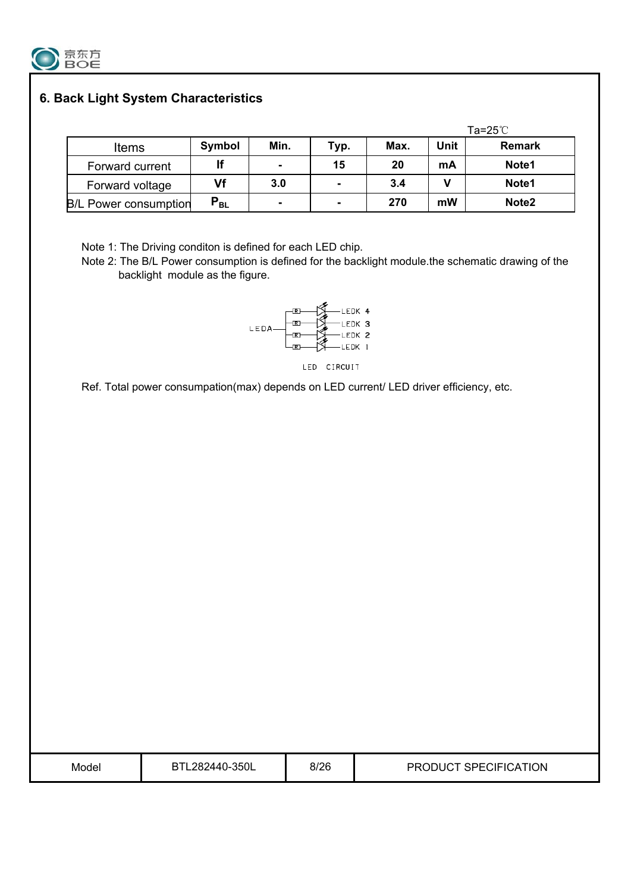## 6. Back Light System Characteristics

Ta=25℃

| Items | Symbol | Min. | Typ. | Max. | Unit | Remark |
|---|---|---|---|---|---|---|
| Forward current | If | - | 15 | 20 | mA | Note1 |
| Forward voltage | Vf | 3.0 | - | 3.4 | V | Note1 |
| B/L Power consumption | $P_{BL}$ | - | - | 270 | mW | Note2 |

Note 1: The Driving conditon is defined for each LED chip.

Note 2: The B/L Power consumption is defined for the backlight module.the schematic drawing of the backlight module as the figure.

LEDA — LEDK 4, LEDK 3, LEDK 2, LEDK 1

LED CIRCUIT

Ref. Total power consumpation(max) depends on LED current/ LED driver efficiency, etc.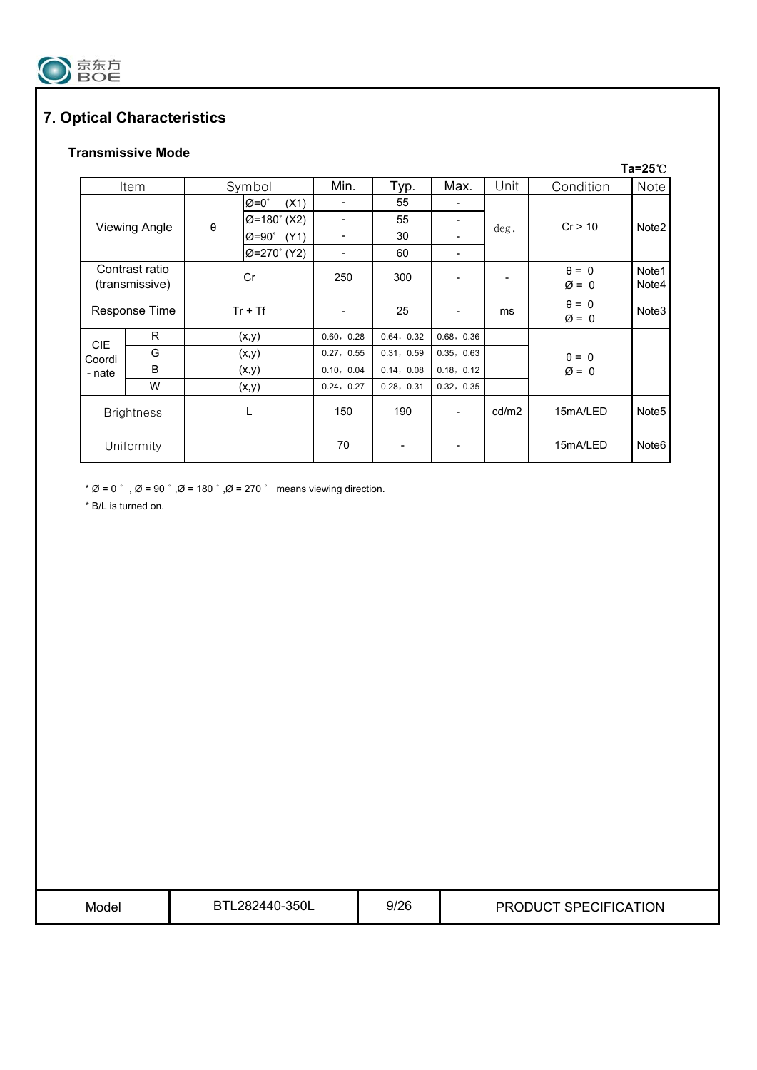## 7. Optical Characteristics

**Transmissive Mode**

**Ta=25℃**

| Item | | Symbol | | Min. | Typ. | Max. | Unit | Condition | Note |
|---|---|---|---|---|---|---|---|---|---|
| Viewing Angle | | θ | Ø=0° (X1) | - | 55 | - | deg. | Cr > 10 | Note2 |
| | | | Ø=180° (X2) | - | 55 | - | | | |
| | | | Ø=90° (Y1) | - | 30 | - | | | |
| | | | Ø=270° (Y2) | - | 60 | - | | | |
| Contrast ratio (transmissive) | | Cr | | 250 | 300 | - | - | θ = 0<br>Ø = 0 | Note1<br>Note4 |
| Response Time | | Tr + Tf | | - | 25 | - | ms | θ = 0<br>Ø = 0 | Note3 |
| CIE Coordi - nate | R | (x,y) | | 0.60，0.28 | 0.64，0.32 | 0.68，0.36 | | θ = 0<br>Ø = 0 | |
| | G | (x,y) | | 0.27，0.55 | 0.31，0.59 | 0.35，0.63 | | | |
| | B | (x,y) | | 0.10，0.04 | 0.14，0.08 | 0.18，0.12 | | | |
| | W | (x,y) | | 0.24，0.27 | 0.28，0.31 | 0.32，0.35 | | | |
| Brightness | | L | | 150 | 190 | - | cd/m2 | 15mA/LED | Note5 |
| Uniformity | | | | 70 | - | - | | 15mA/LED | Note6 |

* Ø = 0 ° , Ø = 90 ° ,Ø = 180 ° ,Ø = 270 ° means viewing direction.

* B/L is turned on.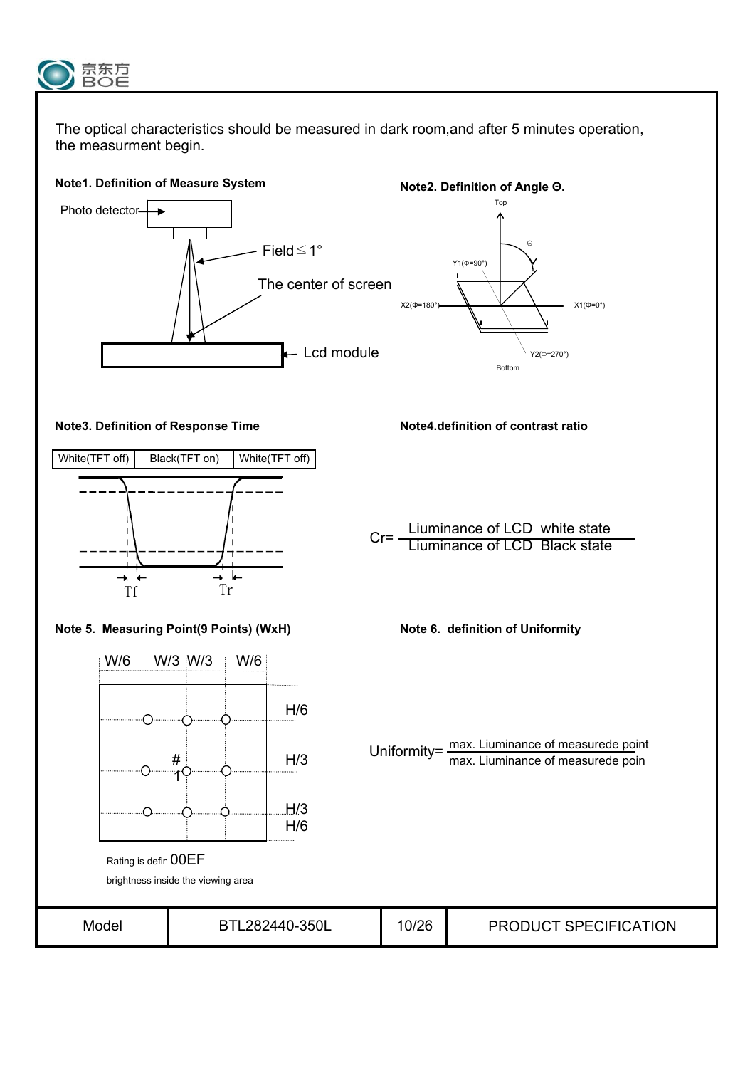The optical characteristics should be measured in dark room,and after 5 minutes operation, the measurment begin.

**Note1. Definition of Measure System**

Photo detector

Field ≤ 1°

The center of screen

Lcd module

**Note2. Definition of Angle Θ.**

Top

Θ

Y1(Φ=90°)

X2(Φ=180°)

X1(Φ=0°)

Y2(Φ=270°)

Bottom

**Note3. Definition of Response Time**

| White(TFT off) | Black(TFT on) | White(TFT off) |
|---|---|---|

Tf Tr

**Note4.definition of contrast ratio**

$$Cr = \frac{\text{Liuminance of LCD white state}}{\text{Liuminance of LCD Black state}}$$

**Note 5. Measuring Point(9 Points) (WxH)**

W/6 W/3 W/3 W/6

H/6 H/3 H/3 H/6

#1

Rating is defin 00EF

brightness inside the viewing area

**Note 6. definition of Uniformity**

$$Uniformity = \frac{\text{max. Liuminance of measurede point}}{\text{max. Liuminance of measurede poin}}$$

| Model | BTL282440-350L | 10/26 | PRODUCT SPECIFICATION |
|---|---|---|---|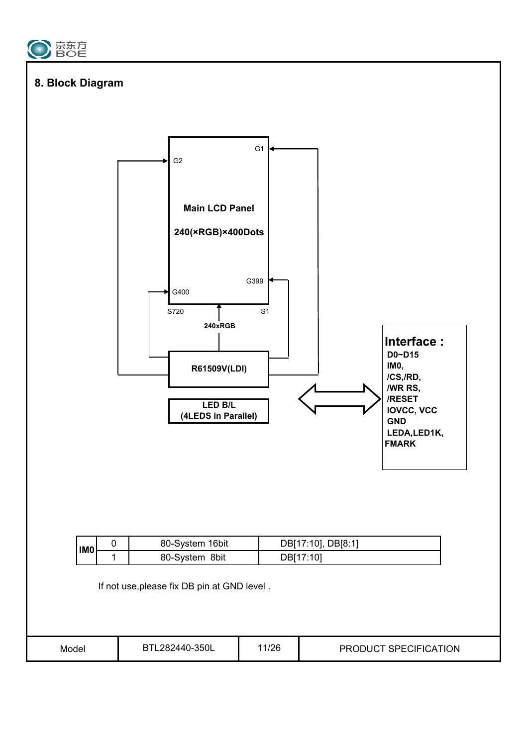## 8. Block Diagram

G1

G2

Main LCD Panel

240(×RGB)×400Dots

G399

G400

S720

S1

240xRGB

R61509V(LDI)

LED B/L
(4LEDS in Parallel)

**Interface :**
D0~D15
IM0,
/CS,/RD,
/WR RS,
/RESET
IOVCC, VCC
GND
LEDA,LED1K,
FMARK

| IM0 | | | |
|---|---|---|---|
| | 0 | 80-System 16bit | DB[17:10], DB[8:1] |
| | 1 | 80-System 8bit | DB[17:10] |

If not use,please fix DB pin at GND level .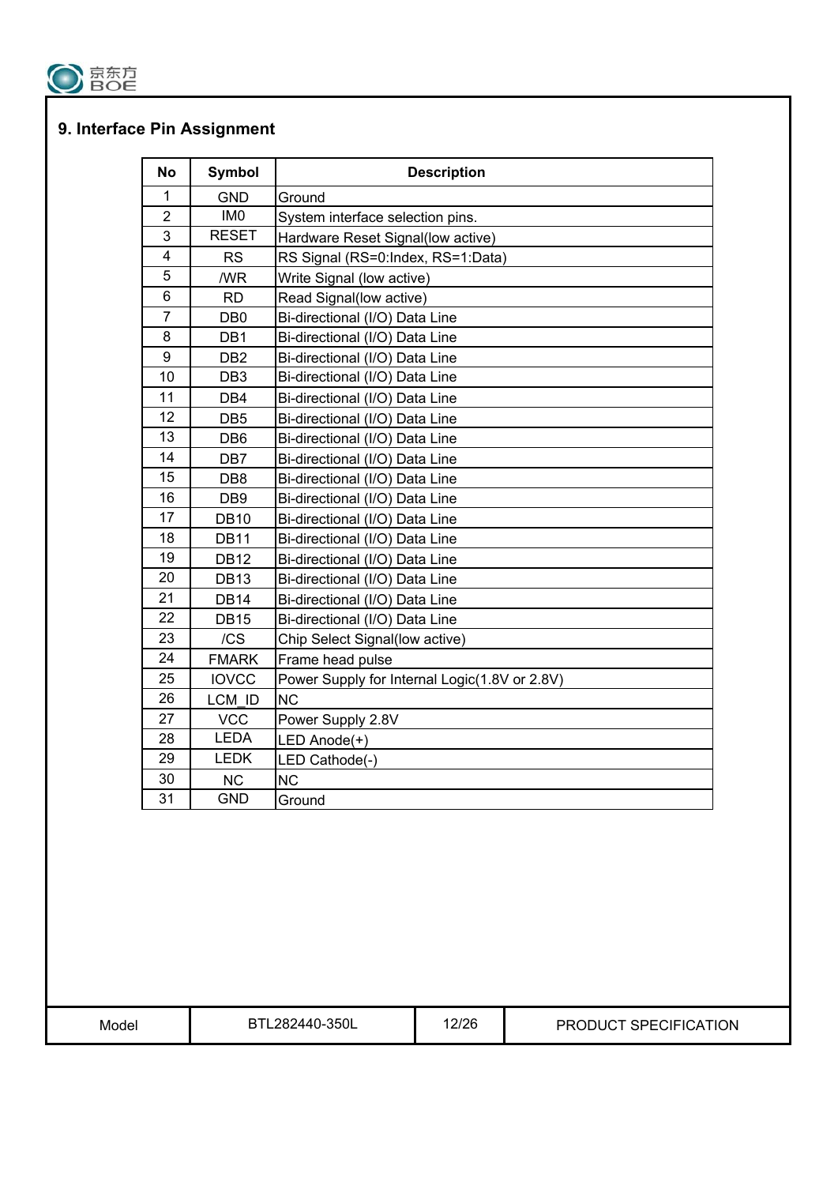## 9. Interface Pin Assignment

| No | Symbol | Description |
|---|---|---|
| 1 | GND | Ground |
| 2 | IM0 | System interface selection pins. |
| 3 | RESET | Hardware Reset Signal(low active) |
| 4 | RS | RS Signal (RS=0:Index, RS=1:Data) |
| 5 | /WR | Write Signal (low active) |
| 6 | RD | Read Signal(low active) |
| 7 | DB0 | Bi-directional (I/O) Data Line |
| 8 | DB1 | Bi-directional (I/O) Data Line |
| 9 | DB2 | Bi-directional (I/O) Data Line |
| 10 | DB3 | Bi-directional (I/O) Data Line |
| 11 | DB4 | Bi-directional (I/O) Data Line |
| 12 | DB5 | Bi-directional (I/O) Data Line |
| 13 | DB6 | Bi-directional (I/O) Data Line |
| 14 | DB7 | Bi-directional (I/O) Data Line |
| 15 | DB8 | Bi-directional (I/O) Data Line |
| 16 | DB9 | Bi-directional (I/O) Data Line |
| 17 | DB10 | Bi-directional (I/O) Data Line |
| 18 | DB11 | Bi-directional (I/O) Data Line |
| 19 | DB12 | Bi-directional (I/O) Data Line |
| 20 | DB13 | Bi-directional (I/O) Data Line |
| 21 | DB14 | Bi-directional (I/O) Data Line |
| 22 | DB15 | Bi-directional (I/O) Data Line |
| 23 | /CS | Chip Select Signal(low active) |
| 24 | FMARK | Frame head pulse |
| 25 | IOVCC | Power Supply for Internal Logic(1.8V or 2.8V) |
| 26 | LCM_ID | NC |
| 27 | VCC | Power Supply 2.8V |
| 28 | LEDA | LED Anode(+) |
| 29 | LEDK | LED Cathode(-) |
| 30 | NC | NC |
| 31 | GND | Ground |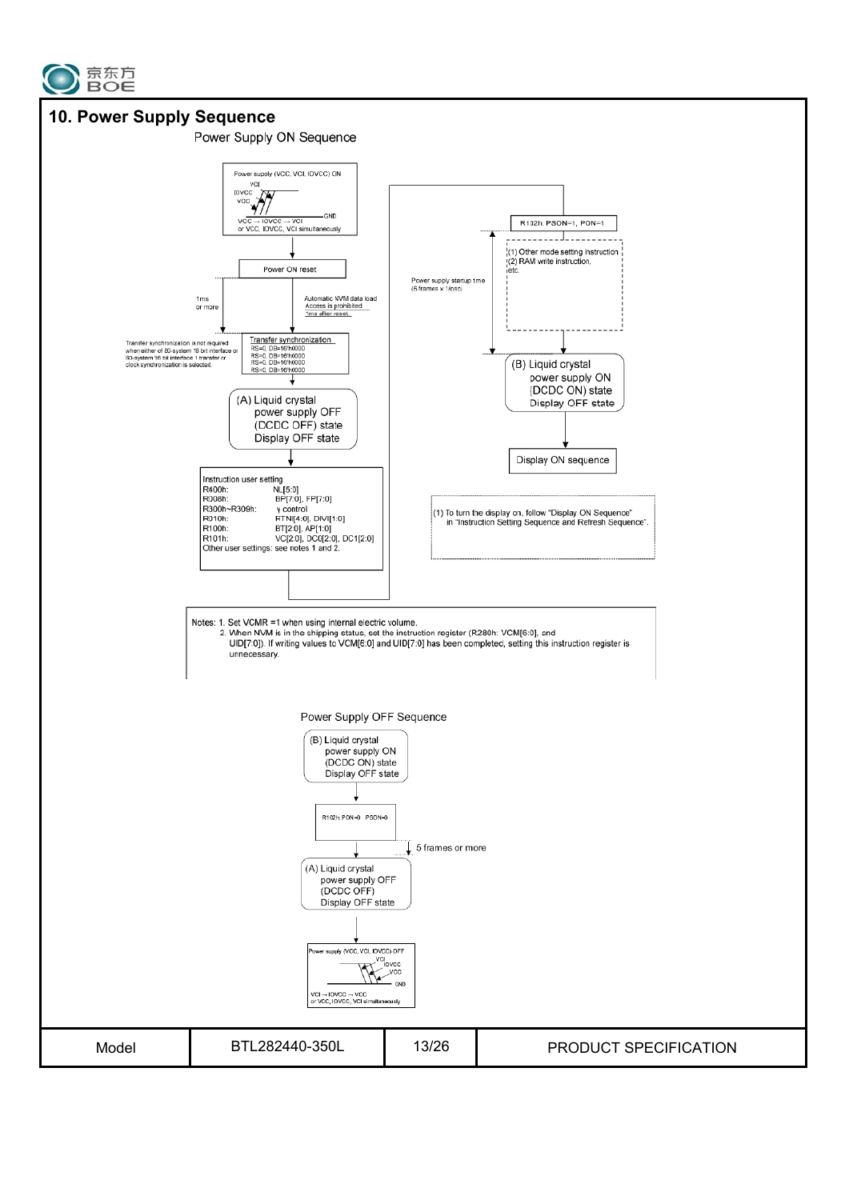## 10. Power Supply Sequence

### Power Supply ON Sequence

Power supply (VCC, VCI, IOVCC) ON

VCI
IOVCC
VCC
GND

VCC → IOVCC → VCI
or VCC, IOVCC, VCI simultaneously

↓

Power ON reset

1ms or more

Automatic NVM data load
Access is prohibited
1ms after reset.

Transfer synchronization is not required when either of 80-system 18 bit interface or 80-system 16 bit interface 1 transfer or clock synchronization is selected.

Transfer synchronization
RS=0, DB=16'h0000
RS=0, DB=16'h0000
RS=0, DB=16'h0000
RS=0, DB=16'h0000

↓

(A) Liquid crystal power supply OFF (DCDC OFF) state Display OFF state

↓

Instruction user setting

| | |
|---|---|
| R400h: | NL[5:0] |
| R008h: | BP[7:0], FP[7:0] |
| R300h~R309h: | γ control |
| R010h: | RTNI[4:0], DIVI[1:0] |
| R100h: | BT[2:0], AP[1:0] |
| R101h: | VC[2:0], DC0[2:0], DC1[2:0] |

Other user settings: see notes 1 and 2.

↓

R102h: PSON=1, PON=1

Power supply startup time (6 frames x 1/osc)

(1) Other mode setting instruction
(2) RAM write instruction,
etc.

↓

(B) Liquid crystal power supply ON (DCDC ON) state Display OFF state

↓

Display ON sequence

(1) To turn the display on, follow "Display ON Sequence" in "Instruction Setting Sequence and Refresh Sequence".

Notes: 1. Set VCMR =1 when using internal electric volume.
2. When NVM is in the shipping status, set the instruction register (R280h: VCM[6:0], and UID[7:0]). If writing values to VCM[6:0] and UID[7:0] has been completed, setting this instruction register is unnecessary.

### Power Supply OFF Sequence

(B) Liquid crystal power supply ON (DCDC ON) state Display OFF state

↓

R102h: PON=0 PSON=0

↓ 5 frames or more

(A) Liquid crystal power supply OFF (DCDC OFF) Display OFF state

↓

Power supply (VCC, VCI, IOVCC) OFF

VCI
IOVCC
VCC
GND

VCI → IOVCC → VCC
or VCC, IOVCC, VCI simultaneously

| Model | BTL282440-350L | 13/26 | PRODUCT SPECIFICATION |
|---|---|---|---|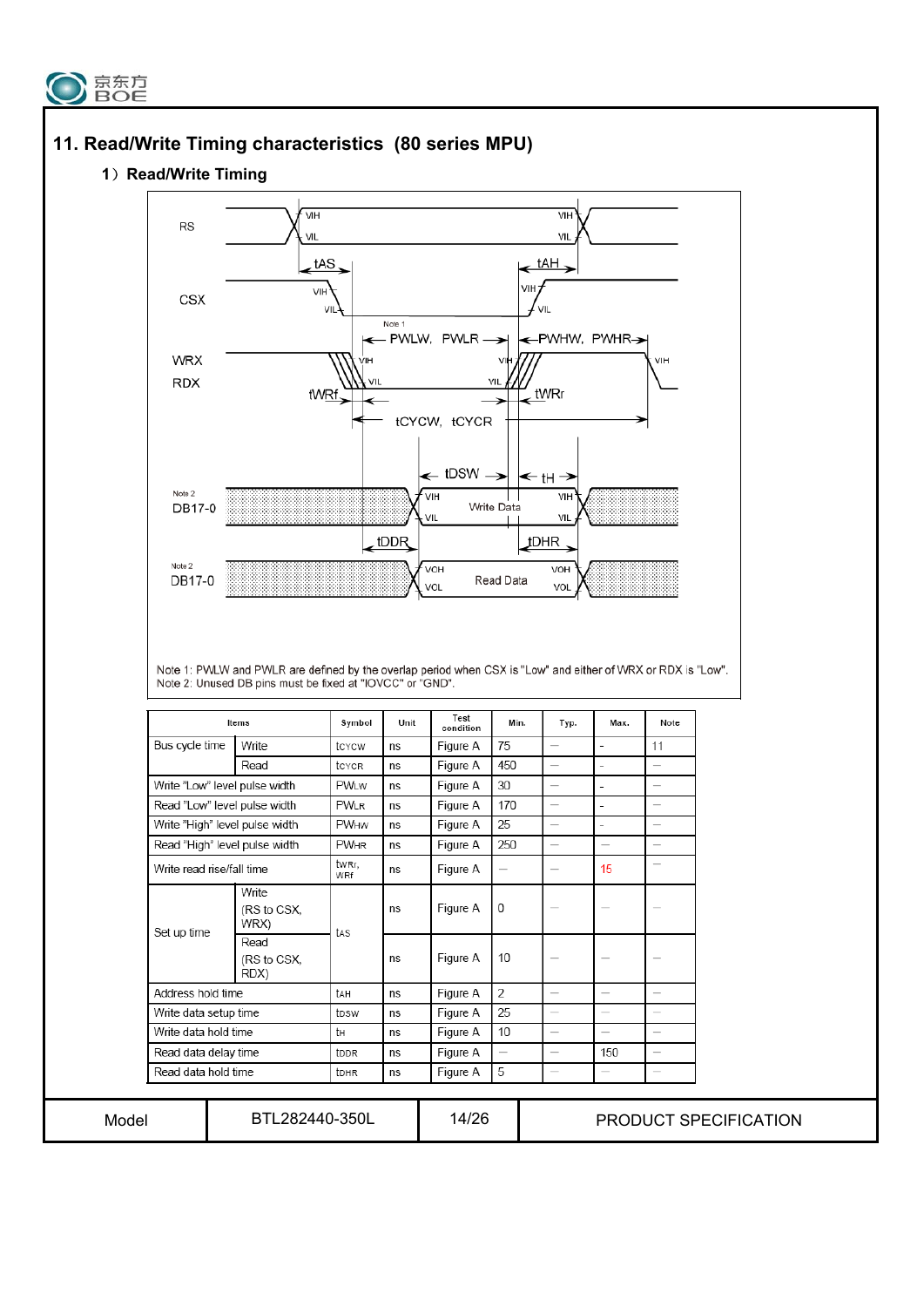## 11. Read/Write Timing characteristics (80 series MPU)

### 1）Read/Write Timing

Note 1: PWLW and PWLR are defined by the overlap period when CSX is "Low" and either of WRX or RDX is "Low".
Note 2: Unused DB pins must be fixed at "IOVCC" or "GND".

| Items | | Symbol | Unit | Test condition | Min. | Typ. | Max. | Note |
|---|---|---|---|---|---|---|---|---|
| Bus cycle time | Write | tCYCW | ns | Figure A | 75 | – | - | 11 |
| | Read | tCYCR | ns | Figure A | 450 | – | - | – |
| Write "Low" level pulse width | | PWLW | ns | Figure A | 30 | – | - | – |
| Read "Low" level pulse width | | PWLR | ns | Figure A | 170 | – | - | – |
| Write "High" level pulse width | | PWHW | ns | Figure A | 25 | – | - | – |
| Read "High" level pulse width | | PWHR | ns | Figure A | 250 | – | – | – |
| Write read rise/fall time | | tWRr, WRf | ns | Figure A | – | – | 15 | – |
| Set up time | Write (RS to CSX, WRX) | tAS | ns | Figure A | 0 | – | – | – |
| | Read (RS to CSX, RDX) | | ns | Figure A | 10 | – | – | – |
| Address hold time | | tAH | ns | Figure A | 2 | – | – | – |
| Write data setup time | | tDSW | ns | Figure A | 25 | – | – | – |
| Write data hold time | | tH | ns | Figure A | 10 | – | – | – |
| Read data delay time | | tDDR | ns | Figure A | – | – | 150 | – |
| Read data hold time | | tDHR | ns | Figure A | 5 | – | – | – |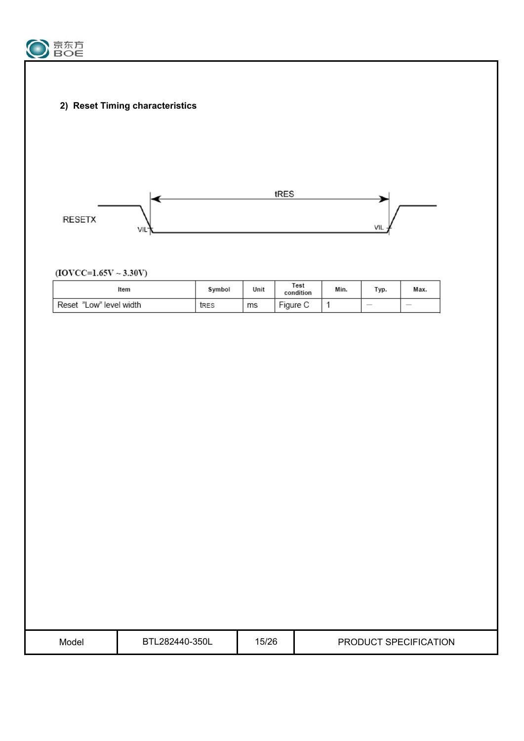### 2) Reset Timing characteristics

(IOVCC=1.65V ~ 3.30V)

| Item | Symbol | Unit | Test condition | Min. | Typ. | Max. |
|---|---|---|---|---|---|---|
| Reset "Low" level width | tRES | ms | Figure C | 1 | — | — |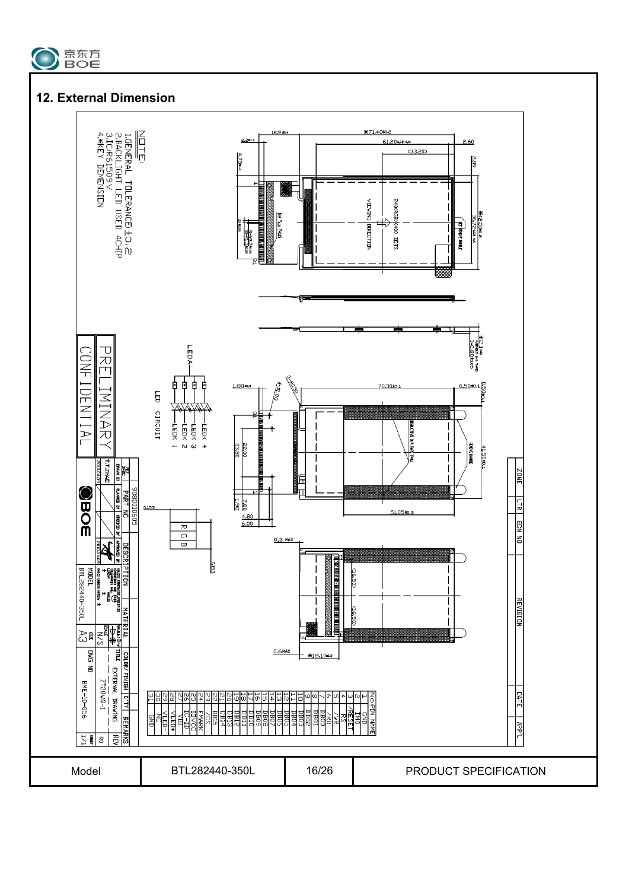## 12. External Dimension

NOTE:
1.GENERAL TOLERANCE:±0.2
2.BACKLIGHT LED USED 4CHIP
3.IC:R61509V
4.※KEY DEMENSION

| No | PIN NAME |
|---|---|
| 1 | GND |
| 2 | IMO |
| 3 | /RESET |
| 4 | RS |
| 5 | /WR |
| 6 | /RD |
| 7 | DB00 |
| 8 | DB01 |
| 9 | DB02 |
| 10 | DB03 |
| 11 | DB04 |
| 12 | DB05 |
| 13 | DB06 |
| 14 | DB07 |
| 15 | DB08 |
| 16 | DB09 |
| 17 | DB10 |
| 18 | DB11 |
| 19 | DB12 |
| 20 | DB13 |
| 21 | DB14 |
| 22 | DB15 |
| 23 | /CS |
| 24 | FMARK |
| 25 | IOVCC |
| 26 | IC-ID |
| 27 | VDD |
| 28 | VLED+ |
| 29 | VLED- |
| 30 | NC |
| 31 | GND |

PRELIMINARY

CONFIDENTIAL

MODEL: BTL282440-350L

TITLE: EXTERNAL DRAWING

DWG NO: BME-10-056

PART NO: 9080010605

SIZE: A3

SCALE: N/S

REV: R0

SHEET: 1/1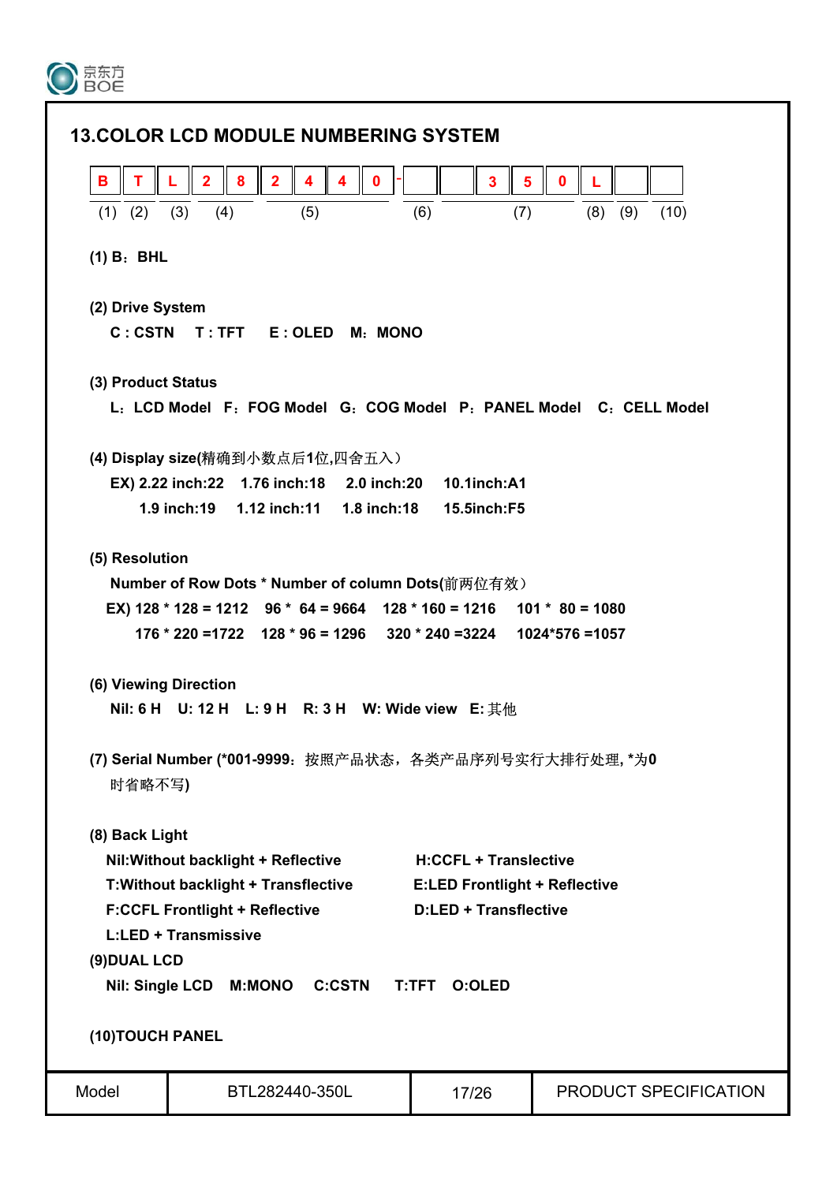## 13.COLOR LCD MODULE NUMBERING SYSTEM

| B | T | L | 2 | 8 | 2 | 4 | 4 | 0 | - |  |  | 3 | 5 | 0 | L |  |  |
|---|---|---|---|---|---|---|---|---|---|---|---|---|---|---|---|---|---|
| (1) | (2) | (3) | (4) | | (5) | | | | | (6) | (7) | | | | (8) | (9) | (10) |

**(1) B：BHL**

**(2) Drive System**

**C : CSTN　T : TFT　E : OLED　M：MONO**

**(3) Product Status**

**L：LCD Model　F：FOG Model　G：COG Model　P：PANEL Model　C：CELL Model**

**(4) Display size(精确到小数点后1位,四舍五入）**

**EX) 2.22 inch:22　1.76 inch:18　2.0 inch:20　10.1inch:A1**

**1.9 inch:19　1.12 inch:11　1.8 inch:18　15.5inch:F5**

**(5) Resolution**

**Number of Row Dots * Number of column Dots(前两位有效）**

**EX) 128 * 128 = 1212　96 * 64 = 9664　128 * 160 = 1216　101 * 80 = 1080**

**176 * 220 =1722　128 * 96 = 1296　320 * 240 =3224　1024*576 =1057**

**(6) Viewing Direction**

**Nil: 6 H　U: 12 H　L: 9 H　R: 3 H　W: Wide view　E: 其他**

**(7) Serial Number (*001-9999：按照产品状态，各类产品序列号实行大排行处理, *为0 时省略不写)**

**(8) Back Light**

**Nil:Without backlight + Reflective**

**T:Without backlight + Transflective**

**F:CCFL Frontlight + Reflective**

**L:LED + Transmissive**

**H:CCFL + Translective**

**E:LED Frontlight + Reflective**

**D:LED + Transflective**

**(9)DUAL LCD**

**Nil: Single LCD　M:MONO　C:CSTN　T:TFT　O:OLED**

**(10)TOUCH PANEL**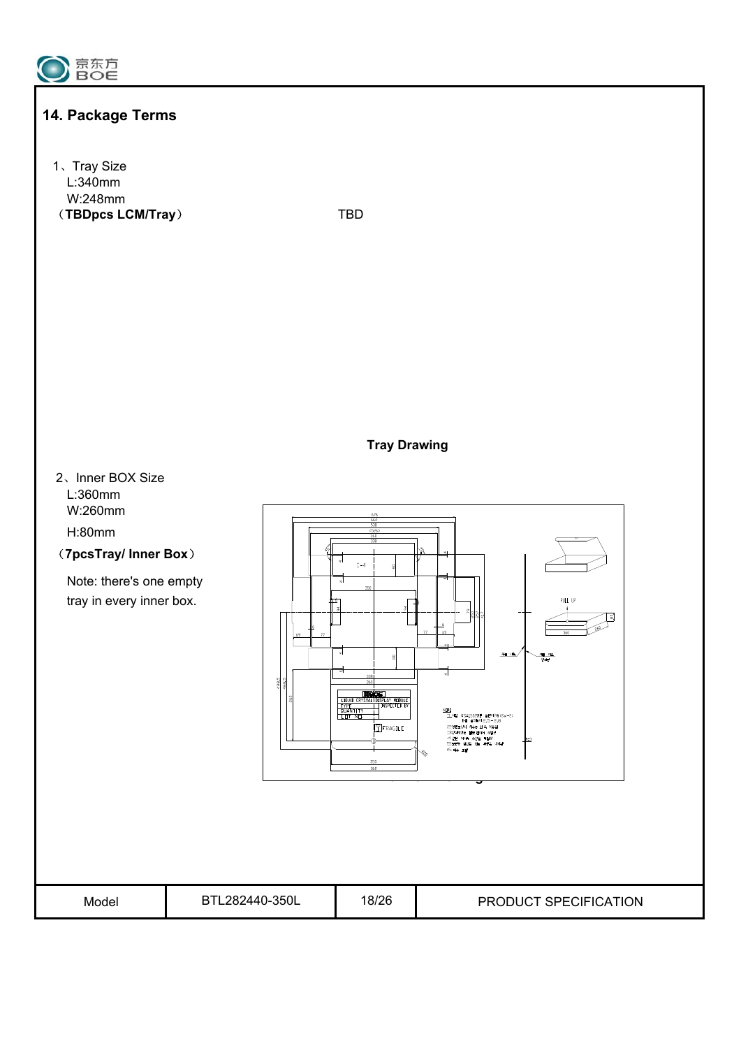## 14. Package Terms

1、Tray Size
L:340mm
W:248mm
（**TBDpcs LCM/Tray**）

TBD

**Tray Drawing**

2、Inner BOX Size
L:360mm
W:260mm
H:80mm
（**7pcsTray/ Inner Box**）

Note: there's one empty tray in every inner box.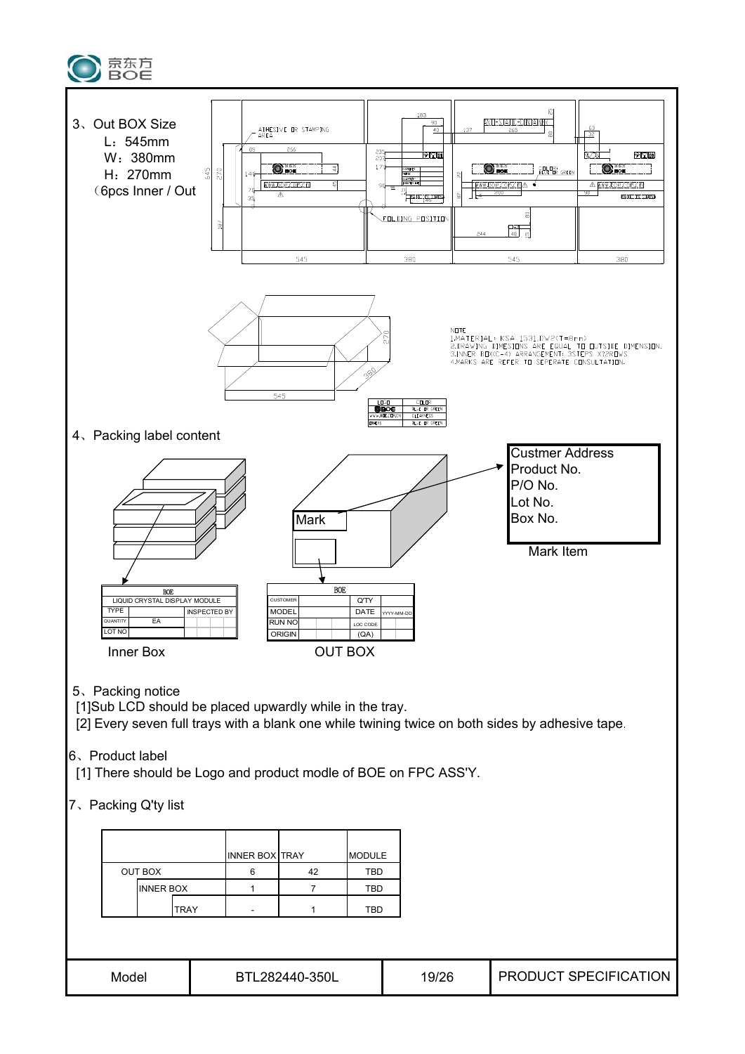3、Out BOX Size

L：545mm

W：380mm

H：270mm

（6pcs Inner / Out

NOTE

1.MATERIAL: KSA 1531,DW2(T=8mm)

2.DRAWING DIMENSIONS ARE EQUAL TO OUTSIDE DIMENSION.

3.INNER BOX(C-4) ARRANGEMENT: 3STEPS X2ROWS

4.MARKS ARE REFER TO SEPERATE CONSULTATION.

4、Packing label content

Custmer Address
Product No.
P/O No.
Lot No.
Box No.

Mark Item

Inner Box

| BOE | | | |
|---|---|---|---|
| LIQUID CRYSTAL DISPLAY MODULE | | | |
| TYPE | | INSPECTED BY | |
| QUANTITY | EA | | |
| LOT NO | | | |

OUT BOX

| BOE | | | |
|---|---|---|---|
| CUSTOMER | | Q'TY | |
| MODEL | | DATE | YYYY-MM-DD |
| RUN NO | | LOC CODE | |
| ORIGIN | | (QA) | |

5、Packing notice

[1]Sub LCD should be placed upwardly while in the tray.

[2] Every seven full trays with a blank one while twining twice on both sides by adhesive tape.

6、Product label

[1] There should be Logo and product modle of BOE on FPC ASS'Y.

7、Packing Q'ty list

| | INNER BOX | TRAY | MODULE |
|---|---|---|---|
| OUT BOX | 6 | 42 | TBD |
| INNER BOX | 1 | 7 | TBD |
| TRAY | - | 1 | TBD |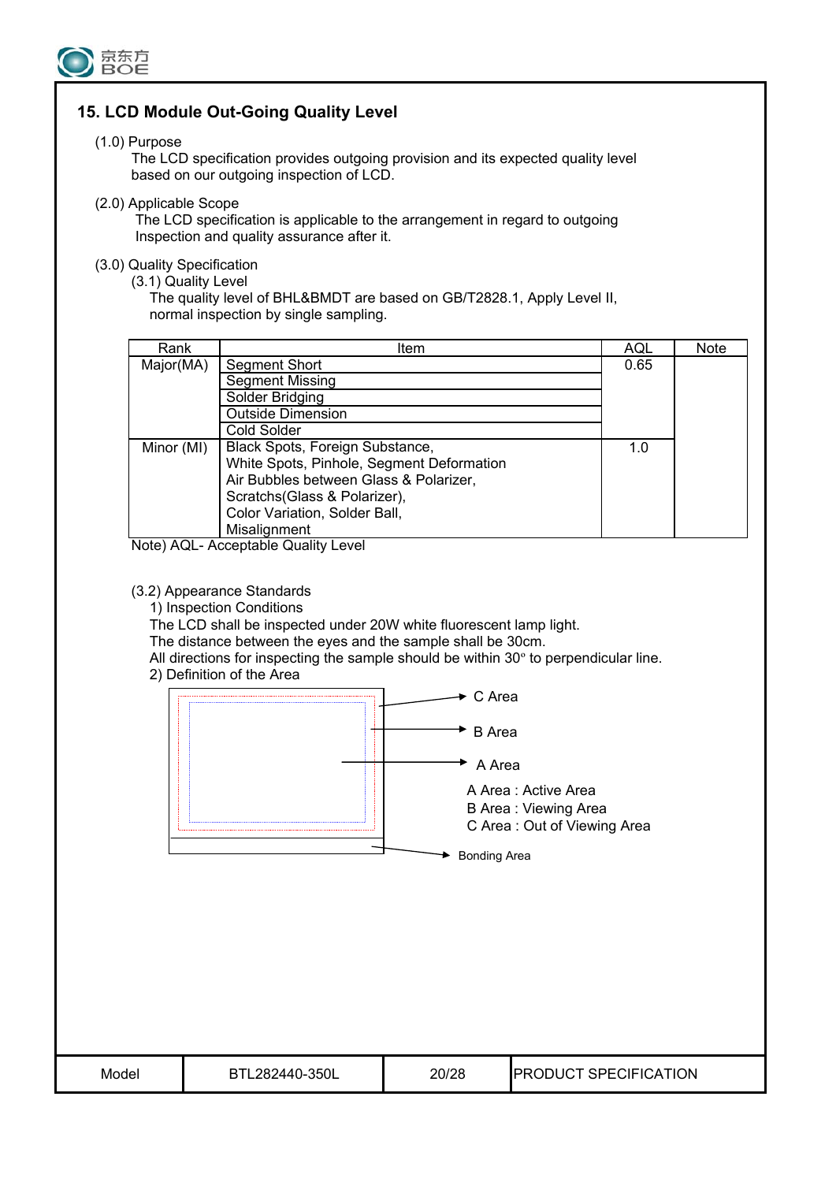## 15. LCD Module Out-Going Quality Level

(1.0) Purpose

The LCD specification provides outgoing provision and its expected quality level based on our outgoing inspection of LCD.

(2.0) Applicable Scope

The LCD specification is applicable to the arrangement in regard to outgoing Inspection and quality assurance after it.

(3.0) Quality Specification

(3.1) Quality Level

The quality level of BHL&BMDT are based on GB/T2828.1, Apply Level II, normal inspection by single sampling.

| Rank | Item | AQL | Note |
|---|---|---|---|
| Major(MA) | Segment Short | 0.65 | |
| | Segment Missing | | |
| | Solder Bridging | | |
| | Outside Dimension | | |
| | Cold Solder | | |
| Minor (MI) | Black Spots, Foreign Substance, White Spots, Pinhole, Segment Deformation Air Bubbles between Glass & Polarizer, Scratchs(Glass & Polarizer), Color Variation, Solder Ball, Misalignment | 1.0 | |

Note) AQL- Acceptable Quality Level

(3.2) Appearance Standards

1) Inspection Conditions

The LCD shall be inspected under 20W white fluorescent lamp light.
The distance between the eyes and the sample shall be 30cm.
All directions for inspecting the sample should be within 30° to perpendicular line.

2) Definition of the Area

C Area

B Area

A Area

A Area : Active Area
B Area : Viewing Area
C Area : Out of Viewing Area

Bonding Area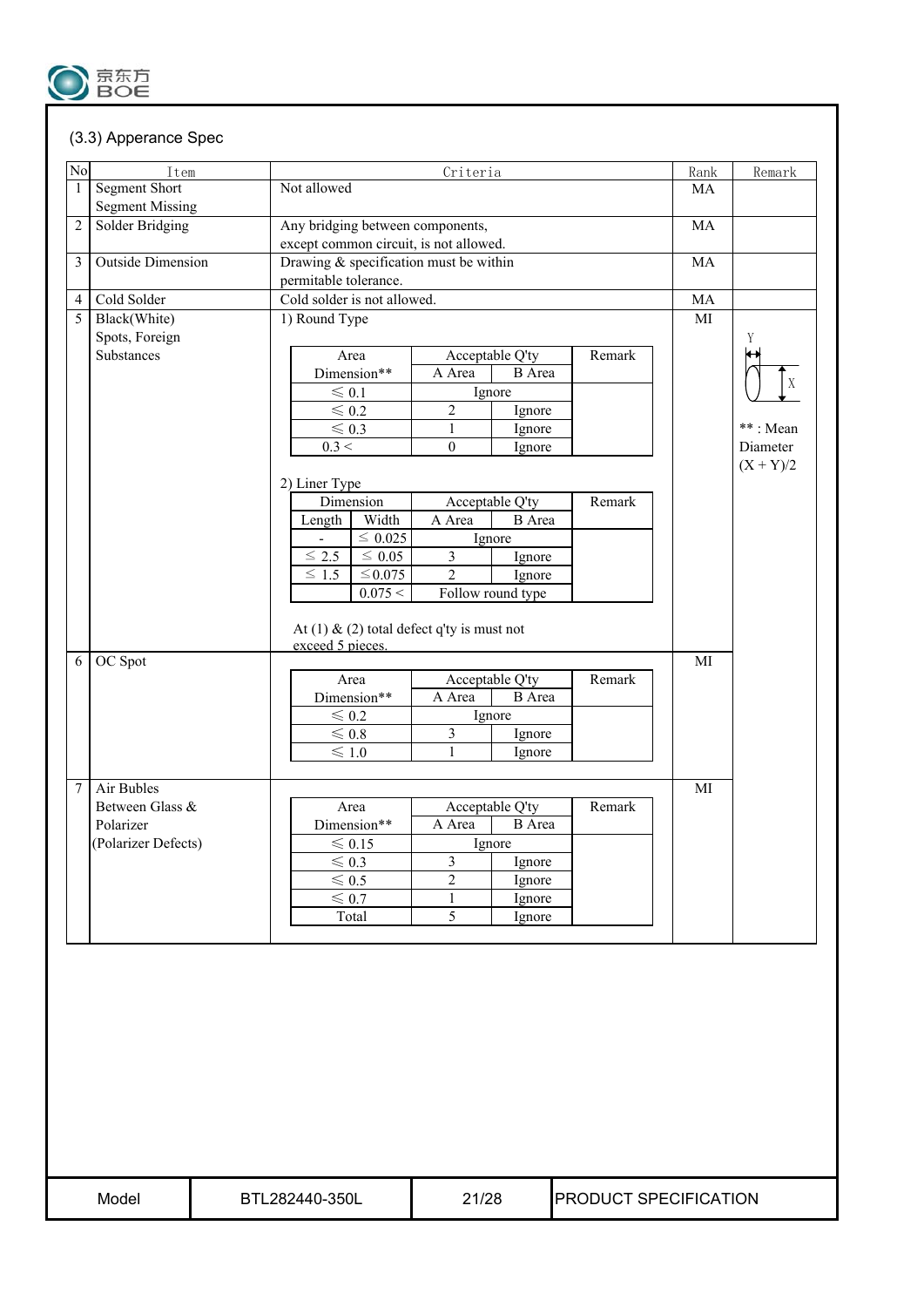### (3.3) Apperance Spec

| No | Item | Criteria | Rank | Remark |
|---|---|---|---|---|
| 1 | Segment Short<br>Segment Missing | Not allowed | MA | |
| 2 | Solder Bridging | Any bridging between components, except common circuit, is not allowed. | MA | |
| 3 | Outside Dimension | Drawing & specification must be within permitable tolerance. | MA | |
| 4 | Cold Solder | Cold solder is not allowed. | MA | |
| 5 | Black(White) Spots, Foreign Substances | 1) Round Type (see table 5-1)<br>2) Liner Type (see table 5-2)<br>At (1) & (2) total defect q'ty is must not exceed 5 pieces. | MI | Y, X<br>** : Mean Diameter (X + Y)/2 |
| 6 | OC Spot | (see table 6) | MI | |
| 7 | Air Bubles Between Glass & Polarizer (Polarizer Defects) | (see table 7) | MI | |

**5 – 1) Round Type**

| Area Dimension** | Acceptable Q'ty A Area | Acceptable Q'ty B Area | Remark |
|---|---|---|---|
| ≤ 0.1 | Ignore | Ignore | |
| ≤ 0.2 | 2 | Ignore | |
| ≤ 0.3 | 1 | Ignore | |
| 0.3 < | 0 | Ignore | |

**5 – 2) Liner Type**

| Dimension Length | Dimension Width | Acceptable Q'ty A Area | Acceptable Q'ty B Area | Remark |
|---|---|---|---|---|
| - | ≤ 0.025 | Ignore | Ignore | |
| ≤ 2.5 | ≤ 0.05 | 3 | Ignore | |
| ≤ 1.5 | ≤ 0.075 | 2 | Ignore | |
| | 0.075 < | Follow round type | | |

At (1) & (2) total defect q'ty is must not exceed 5 pieces.

**6 – OC Spot**

| Area Dimension** | Acceptable Q'ty A Area | Acceptable Q'ty B Area | Remark |
|---|---|---|---|
| ≤ 0.2 | Ignore | Ignore | |
| ≤ 0.8 | 3 | Ignore | |
| ≤ 1.0 | 1 | Ignore | |

**7 – Air Bubles Between Glass & Polarizer (Polarizer Defects)**

| Area Dimension** | Acceptable Q'ty A Area | Acceptable Q'ty B Area | Remark |
|---|---|---|---|
| ≤ 0.15 | Ignore | Ignore | |
| ≤ 0.3 | 3 | Ignore | |
| ≤ 0.5 | 2 | Ignore | |
| ≤ 0.7 | 1 | Ignore | |
| Total | 5 | Ignore | |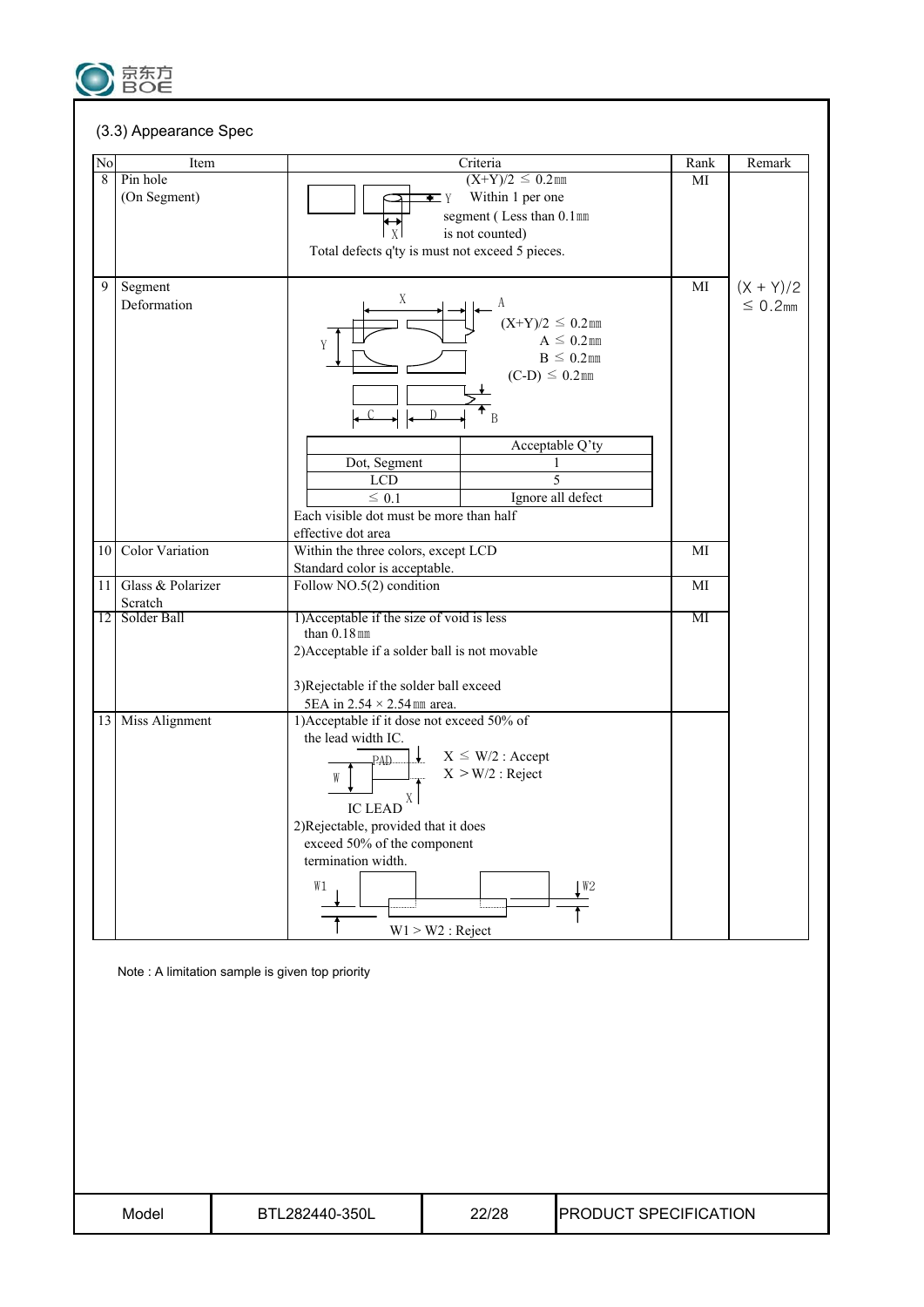### (3.3) Appearance Spec

| No | Item | Criteria | Rank | Remark |
|---|---|---|---|---|
| 8 | Pin hole (On Segment) | $(X+Y)/2 \leq 0.2$㎜<br>Within 1 per one segment ( Less than 0.1㎜ is not counted)<br>Total defects q'ty is must not exceed 5 pieces. | MI | |
| 9 | Segment Deformation | $(X+Y)/2 \leq 0.2$㎜<br>$A \leq 0.2$㎜<br>$B \leq 0.2$㎜<br>$(C-D) \leq 0.2$㎜<br><br>Dot, Segment: Acceptable Q'ty 1<br>LCD: Acceptable Q'ty 5<br>$\leq 0.1$: Ignore all defect<br><br>Each visible dot must be more than half effective dot area | MI | $(X + Y)/2 \leq 0.2$㎜ |
| 10 | Color Variation | Within the three colors, except LCD Standard color is acceptable. | MI | |
| 11 | Glass & Polarizer Scratch | Follow NO.5(2) condition | MI | |
| 12 | Solder Ball | 1)Acceptable if the size of void is less than 0.18㎜<br>2)Acceptable if a solder ball is not movable<br>3)Rejectable if the solder ball exceed 5EA in 2.54 × 2.54㎜ area. | MI | |
| 13 | Miss Alignment | 1)Acceptable if it dose not exceed 50% of the lead width IC.<br>$X \leq W/2$ : Accept<br>$X > W/2$ : Reject<br>(PAD, W, X, IC LEAD)<br>2)Rejectable, provided that it does exceed 50% of the component termination width.<br>(W1, W2)<br>W1 > W2 : Reject | | |

Note : A limitation sample is given top priority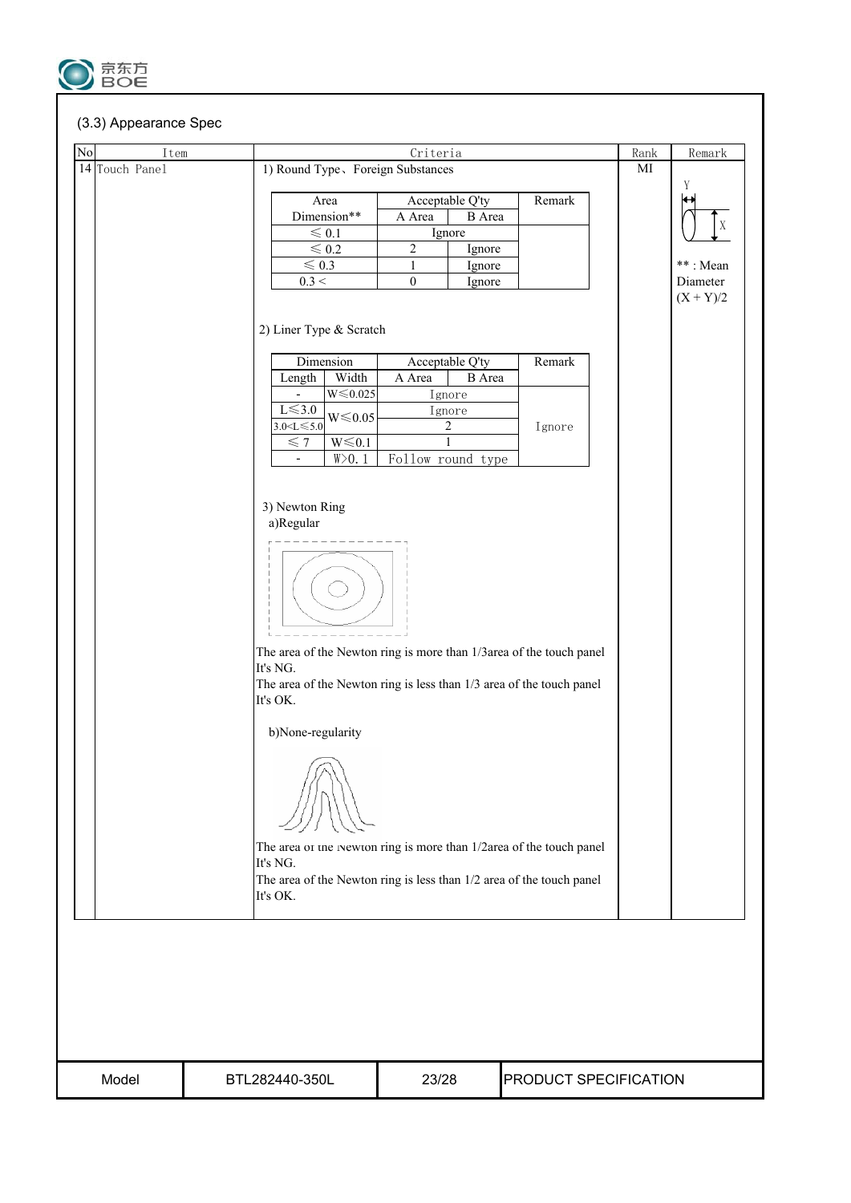### (3.3) Appearance Spec

| No | Item | Criteria | Rank | Remark |
|---|---|---|---|---|
| 14 | Touch Panel | 1) Round Type、Foreign Substances | MI | ** : Mean Diameter (X + Y)/2 |

| Area Dimension** | Acceptable Q'ty A Area | Acceptable Q'ty B Area | Remark |
|---|---|---|---|
| ≤ 0.1 | Ignore | | |
| ≤ 0.2 | 2 | Ignore | |
| ≤ 0.3 | 1 | Ignore | |
| 0.3 < | 0 | Ignore | |

2) Liner Type & Scratch

| Dimension Length | Dimension Width | Acceptable Q'ty A Area | Acceptable Q'ty B Area | Remark |
|---|---|---|---|---|
| - | W≤0.025 | Ignore | | Ignore |
| L≤3.0 | W≤0.05 | Ignore | | |
| 3.0<L≤5.0 | W≤0.05 | 2 | | |
| ≤ 7 | W≤0.1 | 1 | | |
| - | W>0.1 | Follow round type | | |

3) Newton Ring

a)Regular

The area of the Newton ring is more than 1/3area of the touch panel It's NG.
The area of the Newton ring is less than 1/3 area of the touch panel It's OK.

b)None-regularity

The area of the Newton ring is more than 1/2area of the touch panel It's NG.
The area of the Newton ring is less than 1/2 area of the touch panel It's OK.

| Model | BTL282440-350L | 23/28 | PRODUCT SPECIFICATION |
|---|---|---|---|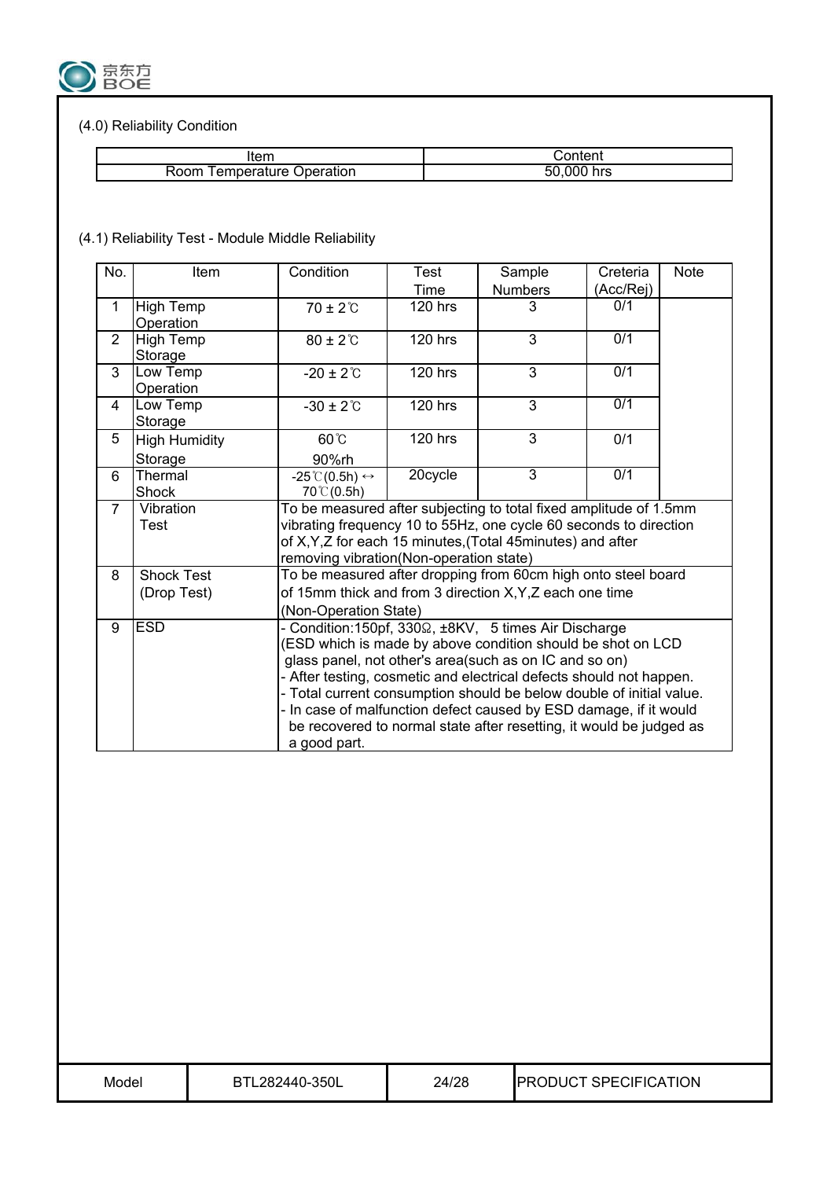(4.0) Reliability Condition

| Item | Content |
| --- | --- |
| Room Temperature Operation | 50,000 hrs |

(4.1) Reliability Test - Module Middle Reliability

| No. | Item | Condition | Test Time | Sample Numbers | Creteria (Acc/Rej) | Note |
| --- | --- | --- | --- | --- | --- | --- |
| 1 | High Temp Operation | 70 ± 2℃ | 120 hrs | 3 | 0/1 | |
| 2 | High Temp Storage | 80 ± 2℃ | 120 hrs | 3 | 0/1 | |
| 3 | Low Temp Operation | -20 ± 2℃ | 120 hrs | 3 | 0/1 | |
| 4 | Low Temp Storage | -30 ± 2℃ | 120 hrs | 3 | 0/1 | |
| 5 | High Humidity Storage | 60℃ 90%rh | 120 hrs | 3 | 0/1 | |
| 6 | Thermal Shock | -25℃(0.5h) ↔ 70℃(0.5h) | 20cycle | 3 | 0/1 | |
| 7 | Vibration Test | To be measured after subjecting to total fixed amplitude of 1.5mm vibrating frequency 10 to 55Hz, one cycle 60 seconds to direction of X,Y,Z for each 15 minutes,(Total 45minutes) and after removing vibration(Non-operation state) | | | | |
| 8 | Shock Test (Drop Test) | To be measured after dropping from 60cm high onto steel board of 15mm thick and from 3 direction X,Y,Z each one time (Non-Operation State) | | | | |
| 9 | ESD | - Condition:150pf, 330Ω, ±8KV, 5 times Air Discharge (ESD which is made by above condition should be shot on LCD glass panel, not other's area(such as on IC and so on)<br>- After testing, cosmetic and electrical defects should not happen.<br>- Total current consumption should be below double of initial value.<br>- In case of malfunction defect caused by ESD damage, if it would be recovered to normal state after resetting, it would be judged as a good part. | | | | |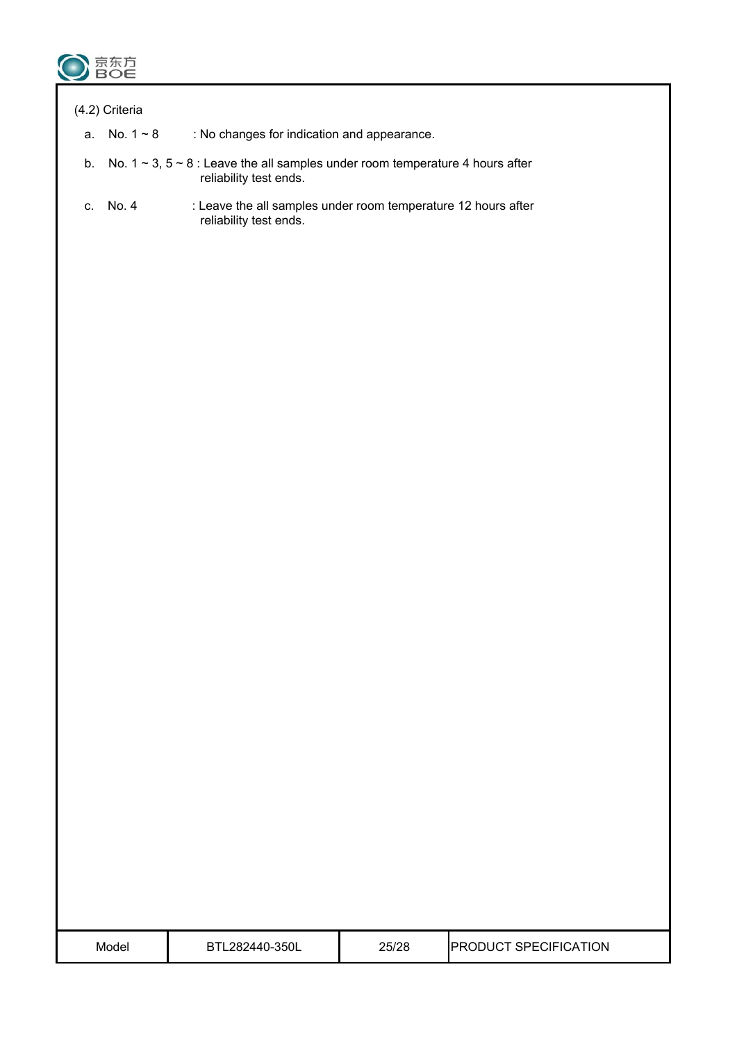(4.2) Criteria

a. No. 1 ~ 8 : No changes for indication and appearance.

b. No. 1 ~ 3, 5 ~ 8 : Leave the all samples under room temperature 4 hours after reliability test ends.

c. No. 4 : Leave the all samples under room temperature 12 hours after reliability test ends.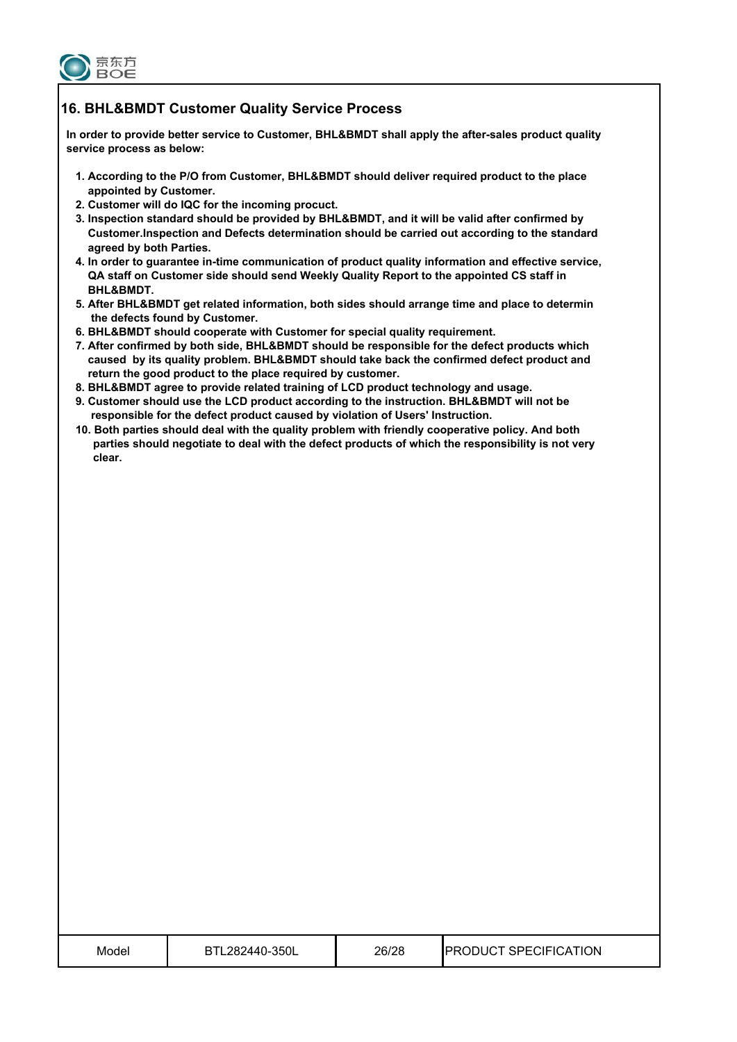## 16. BHL&BMDT Customer Quality Service Process

**In order to provide better service to Customer, BHL&BMDT shall apply the after-sales product quality service process as below:**

1. **According to the P/O from Customer, BHL&BMDT should deliver required product to the place appointed by Customer.**
2. **Customer will do IQC for the incoming procuct.**
3. **Inspection standard should be provided by BHL&BMDT, and it will be valid after confirmed by Customer.Inspection and Defects determination should be carried out according to the standard agreed by both Parties.**
4. **In order to guarantee in-time communication of product quality information and effective service, QA staff on Customer side should send Weekly Quality Report to the appointed CS staff in BHL&BMDT.**
5. **After BHL&BMDT get related information, both sides should arrange time and place to determin the defects found by Customer.**
6. **BHL&BMDT should cooperate with Customer for special quality requirement.**
7. **After confirmed by both side, BHL&BMDT should be responsible for the defect products which caused by its quality problem. BHL&BMDT should take back the confirmed defect product and return the good product to the place required by customer.**
8. **BHL&BMDT agree to provide related training of LCD product technology and usage.**
9. **Customer should use the LCD product according to the instruction. BHL&BMDT will not be responsible for the defect product caused by violation of Users' Instruction.**
10. **Both parties should deal with the quality problem with friendly cooperative policy. And both parties should negotiate to deal with the defect products of which the responsibility is not very clear.**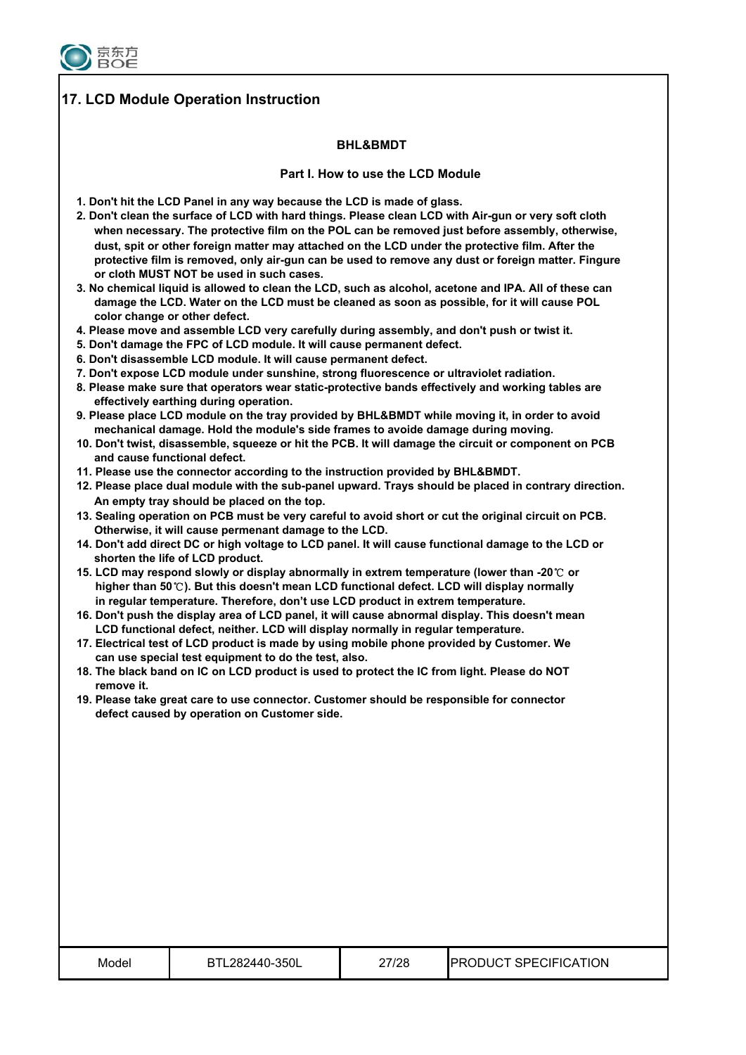## 17. LCD Module Operation Instruction

**BHL&BMDT**

**Part I. How to use the LCD Module**

1. Don't hit the LCD Panel in any way because the LCD is made of glass.
2. Don't clean the surface of LCD with hard things. Please clean LCD with Air-gun or very soft cloth when necessary. The protective film on the POL can be removed just before assembly, otherwise, dust, spit or other foreign matter may attached on the LCD under the protective film. After the protective film is removed, only air-gun can be used to remove any dust or foreign matter. Fingure or cloth MUST NOT be used in such cases.
3. No chemical liquid is allowed to clean the LCD, such as alcohol, acetone and IPA. All of these can damage the LCD. Water on the LCD must be cleaned as soon as possible, for it will cause POL color change or other defect.
4. Please move and assemble LCD very carefully during assembly, and don't push or twist it.
5. Don't damage the FPC of LCD module. It will cause permanent defect.
6. Don't disassemble LCD module. It will cause permanent defect.
7. Don't expose LCD module under sunshine, strong fluorescence or ultraviolet radiation.
8. Please make sure that operators wear static-protective bands effectively and working tables are effectively earthing during operation.
9. Please place LCD module on the tray provided by BHL&BMDT while moving it, in order to avoid mechanical damage. Hold the module's side frames to avoide damage during moving.
10. Don't twist, disassemble, squeeze or hit the PCB. It will damage the circuit or component on PCB and cause functional defect.
11. Please use the connector according to the instruction provided by BHL&BMDT.
12. Please place dual module with the sub-panel upward. Trays should be placed in contrary direction. An empty tray should be placed on the top.
13. Sealing operation on PCB must be very careful to avoid short or cut the original circuit on PCB. Otherwise, it will cause permenant damage to the LCD.
14. Don't add direct DC or high voltage to LCD panel. It will cause functional damage to the LCD or shorten the life of LCD product.
15. LCD may respond slowly or display abnormally in extrem temperature (lower than -20℃ or higher than 50℃). But this doesn't mean LCD functional defect. LCD will display normally in regular temperature. Therefore, don't use LCD product in extrem temperature.
16. Don't push the display area of LCD panel, it will cause abnormal display. This doesn't mean LCD functional defect, neither. LCD will display normally in regular temperature.
17. Electrical test of LCD product is made by using mobile phone provided by Customer. We can use special test equipment to do the test, also.
18. The black band on IC on LCD product is used to protect the IC from light. Please do NOT remove it.
19. Please take great care to use connector. Customer should be responsible for connector defect caused by operation on Customer side.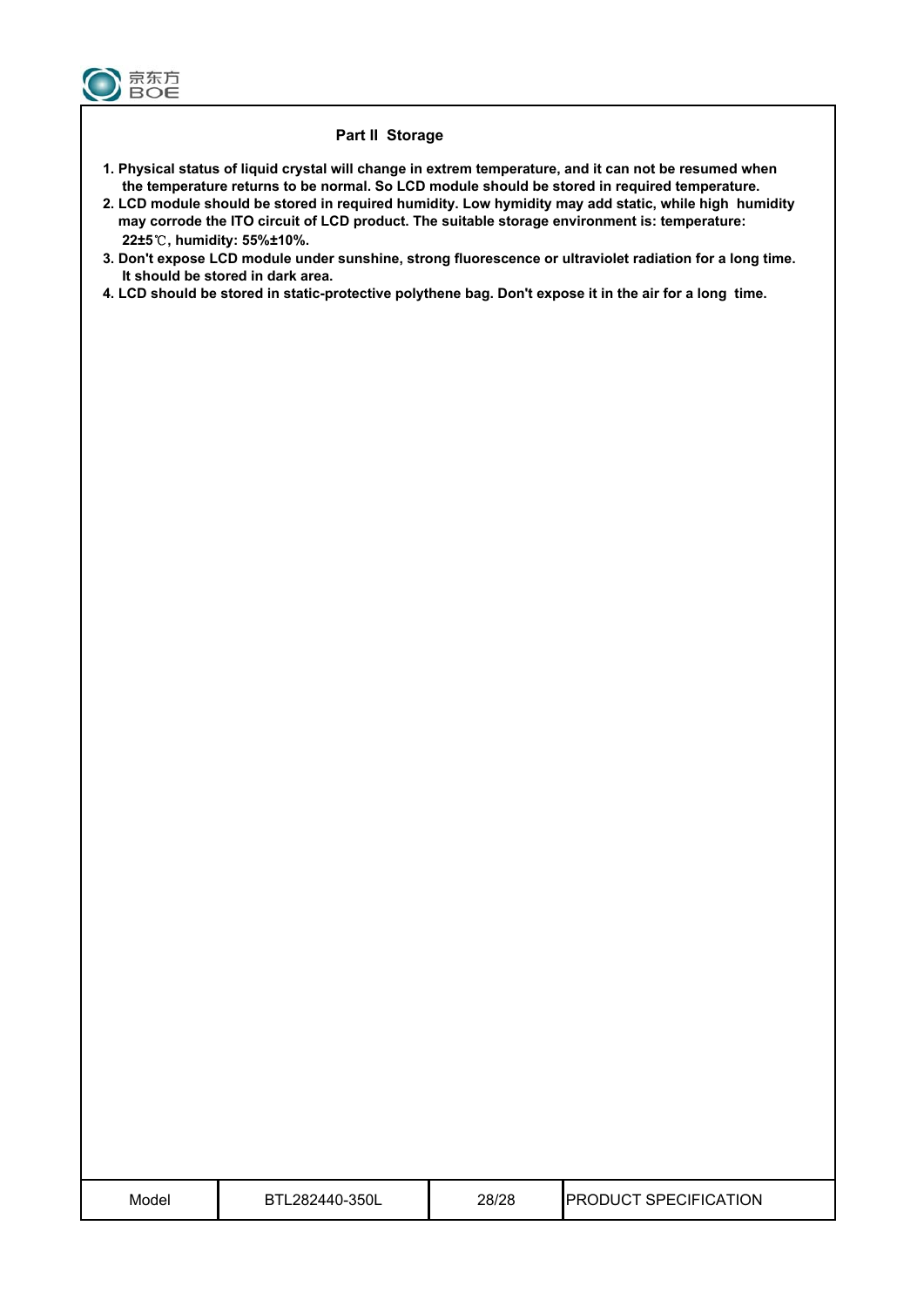## Part II Storage

1. **Physical status of liquid crystal will change in extrem temperature, and it can not be resumed when the temperature returns to be normal. So LCD module should be stored in required temperature.**
2. **LCD module should be stored in required humidity. Low hymidity may add static, while high humidity may corrode the ITO circuit of LCD product. The suitable storage environment is: temperature: 22±5℃, humidity: 55%±10%.**
3. **Don't expose LCD module under sunshine, strong fluorescence or ultraviolet radiation for a long time. It should be stored in dark area.**
4. **LCD should be stored in static-protective polythene bag. Don't expose it in the air for a long time.**